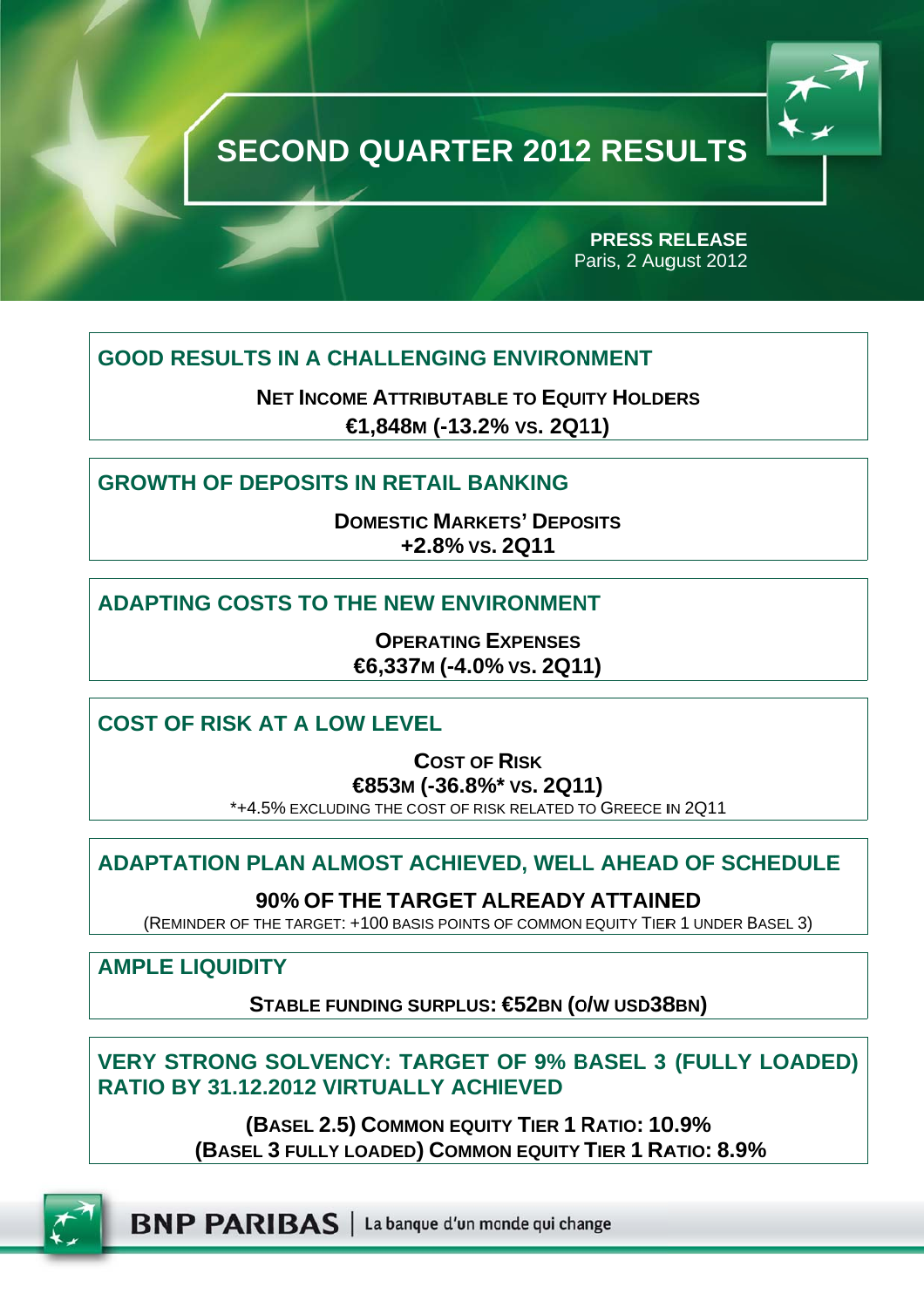# SECOND QUARTER 2012 RESULTS

**PRESS RELEASE**
Paris, 2 August 2012

## GOOD RESULTS IN A CHALLENGING ENVIRONMENT

**NET INCOME ATTRIBUTABLE TO EQUITY HOLDERS**
**€1,848M (-13.2% VS. 2Q11)**

## GROWTH OF DEPOSITS IN RETAIL BANKING

**DOMESTIC MARKETS' DEPOSITS**
**+2.8% VS. 2Q11**

## ADAPTING COSTS TO THE NEW ENVIRONMENT

**OPERATING EXPENSES**
**€6,337M (-4.0% VS. 2Q11)**

## COST OF RISK AT A LOW LEVEL

**COST OF RISK**
**€853M (-36.8%* VS. 2Q11)**
*+4.5% EXCLUDING THE COST OF RISK RELATED TO GREECE IN 2Q11

## ADAPTATION PLAN ALMOST ACHIEVED, WELL AHEAD OF SCHEDULE

**90% OF THE TARGET ALREADY ATTAINED**
(REMINDER OF THE TARGET: +100 BASIS POINTS OF COMMON EQUITY TIER 1 UNDER BASEL 3)

## AMPLE LIQUIDITY

**STABLE FUNDING SURPLUS: €52BN (O/W USD38BN)**

## VERY STRONG SOLVENCY: TARGET OF 9% BASEL 3 (FULLY LOADED) RATIO BY 31.12.2012 VIRTUALLY ACHIEVED

**(BASEL 2.5) COMMON EQUITY TIER 1 RATIO: 10.9%**
**(BASEL 3 FULLY LOADED) COMMON EQUITY TIER 1 RATIO: 8.9%**

**BNP PARIBAS** | La banque d'un monde qui change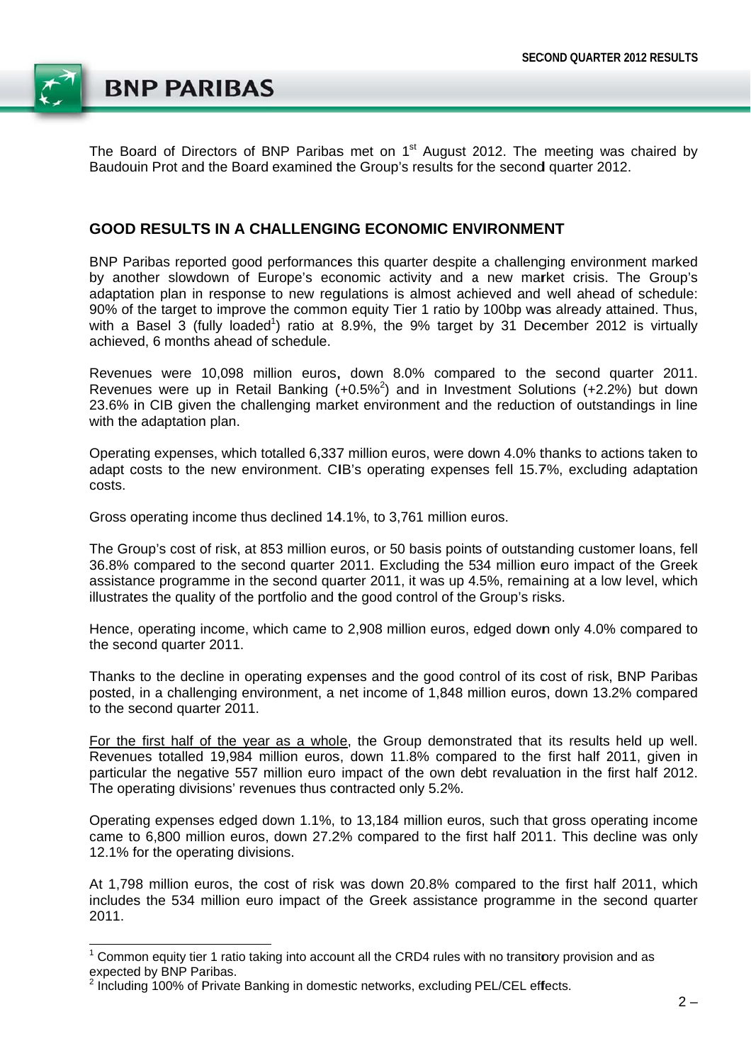The Board of Directors of BNP Paribas met on 1st August 2012. The meeting was chaired by Baudouin Prot and the Board examined the Group's results for the second quarter 2012.

## GOOD RESULTS IN A CHALLENGING ECONOMIC ENVIRONMENT

BNP Paribas reported good performances this quarter despite a challenging environment marked by another slowdown of Europe's economic activity and a new market crisis. The Group's adaptation plan in response to new regulations is almost achieved and well ahead of schedule: 90% of the target to improve the common equity Tier 1 ratio by 100bp was already attained. Thus, with a Basel 3 (fully loaded[1]) ratio at 8.9%, the 9% target by 31 December 2012 is virtually achieved, 6 months ahead of schedule.

Revenues were 10,098 million euros, down 8.0% compared to the second quarter 2011. Revenues were up in Retail Banking (+0.5%[2]) and in Investment Solutions (+2.2%) but down 23.6% in CIB given the challenging market environment and the reduction of outstandings in line with the adaptation plan.

Operating expenses, which totalled 6,337 million euros, were down 4.0% thanks to actions taken to adapt costs to the new environment. CIB's operating expenses fell 15.7%, excluding adaptation costs.

Gross operating income thus declined 14.1%, to 3,761 million euros.

The Group's cost of risk, at 853 million euros, or 50 basis points of outstanding customer loans, fell 36.8% compared to the second quarter 2011. Excluding the 534 million euro impact of the Greek assistance programme in the second quarter 2011, it was up 4.5%, remaining at a low level, which illustrates the quality of the portfolio and the good control of the Group's risks.

Hence, operating income, which came to 2,908 million euros, edged down only 4.0% compared to the second quarter 2011.

Thanks to the decline in operating expenses and the good control of its cost of risk, BNP Paribas posted, in a challenging environment, a net income of 1,848 million euros, down 13.2% compared to the second quarter 2011.

For the first half of the year as a whole, the Group demonstrated that its results held up well. Revenues totalled 19,984 million euros, down 11.8% compared to the first half 2011, given in particular the negative 557 million euro impact of the own debt revaluation in the first half 2012. The operating divisions' revenues thus contracted only 5.2%.

Operating expenses edged down 1.1%, to 13,184 million euros, such that gross operating income came to 6,800 million euros, down 27.2% compared to the first half 2011. This decline was only 12.1% for the operating divisions.

At 1,798 million euros, the cost of risk was down 20.8% compared to the first half 2011, which includes the 534 million euro impact of the Greek assistance programme in the second quarter 2011.

[1] Common equity tier 1 ratio taking into account all the CRD4 rules with no transitory provision and as expected by BNP Paribas.

[2] Including 100% of Private Banking in domestic networks, excluding PEL/CEL effects.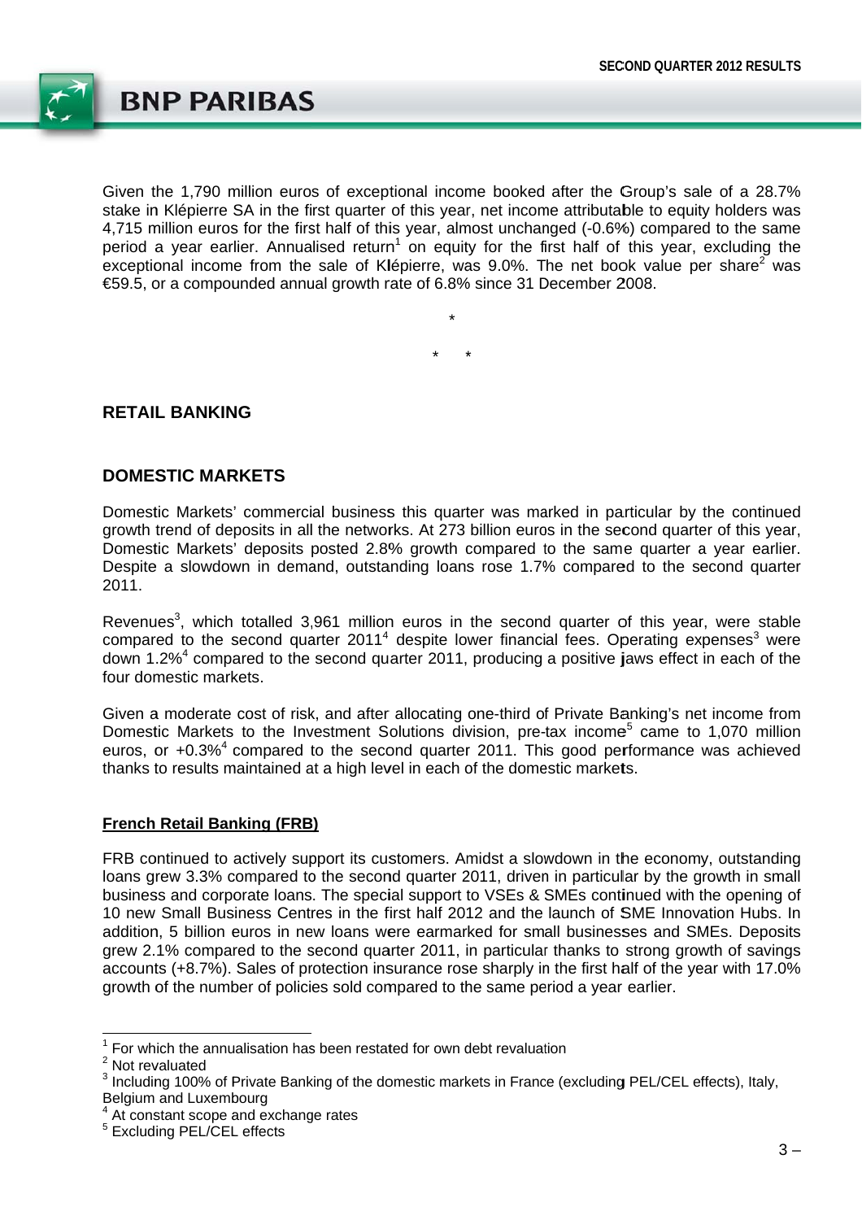Given the 1,790 million euros of exceptional income booked after the Group's sale of a 28.7% stake in Klépierre SA in the first quarter of this year, net income attributable to equity holders was 4,715 million euros for the first half of this year, almost unchanged (-0.6%) compared to the same period a year earlier. Annualised return[1] on equity for the first half of this year, excluding the exceptional income from the sale of Klépierre, was 9.0%. The net book value per share[2] was €59.5, or a compounded annual growth rate of 6.8% since 31 December 2008.

*

\*      *

## RETAIL BANKING

## DOMESTIC MARKETS

Domestic Markets' commercial business this quarter was marked in particular by the continued growth trend of deposits in all the networks. At 273 billion euros in the second quarter of this year, Domestic Markets' deposits posted 2.8% growth compared to the same quarter a year earlier. Despite a slowdown in demand, outstanding loans rose 1.7% compared to the second quarter 2011.

Revenues[3], which totalled 3,961 million euros in the second quarter of this year, were stable compared to the second quarter 2011[4] despite lower financial fees. Operating expenses[3] were down 1.2%[4] compared to the second quarter 2011, producing a positive jaws effect in each of the four domestic markets.

Given a moderate cost of risk, and after allocating one-third of Private Banking's net income from Domestic Markets to the Investment Solutions division, pre-tax income[5] came to 1,070 million euros, or +0.3%[4] compared to the second quarter 2011. This good performance was achieved thanks to results maintained at a high level in each of the domestic markets.

### French Retail Banking (FRB)

FRB continued to actively support its customers. Amidst a slowdown in the economy, outstanding loans grew 3.3% compared to the second quarter 2011, driven in particular by the growth in small business and corporate loans. The special support to VSEs & SMEs continued with the opening of 10 new Small Business Centres in the first half 2012 and the launch of SME Innovation Hubs. In addition, 5 billion euros in new loans were earmarked for small businesses and SMEs. Deposits grew 2.1% compared to the second quarter 2011, in particular thanks to strong growth of savings accounts (+8.7%). Sales of protection insurance rose sharply in the first half of the year with 17.0% growth of the number of policies sold compared to the same period a year earlier.

[1] For which the annualisation has been restated for own debt revaluation
[2] Not revaluated
[3] Including 100% of Private Banking of the domestic markets in France (excluding PEL/CEL effects), Italy, Belgium and Luxembourg
[4] At constant scope and exchange rates
[5] Excluding PEL/CEL effects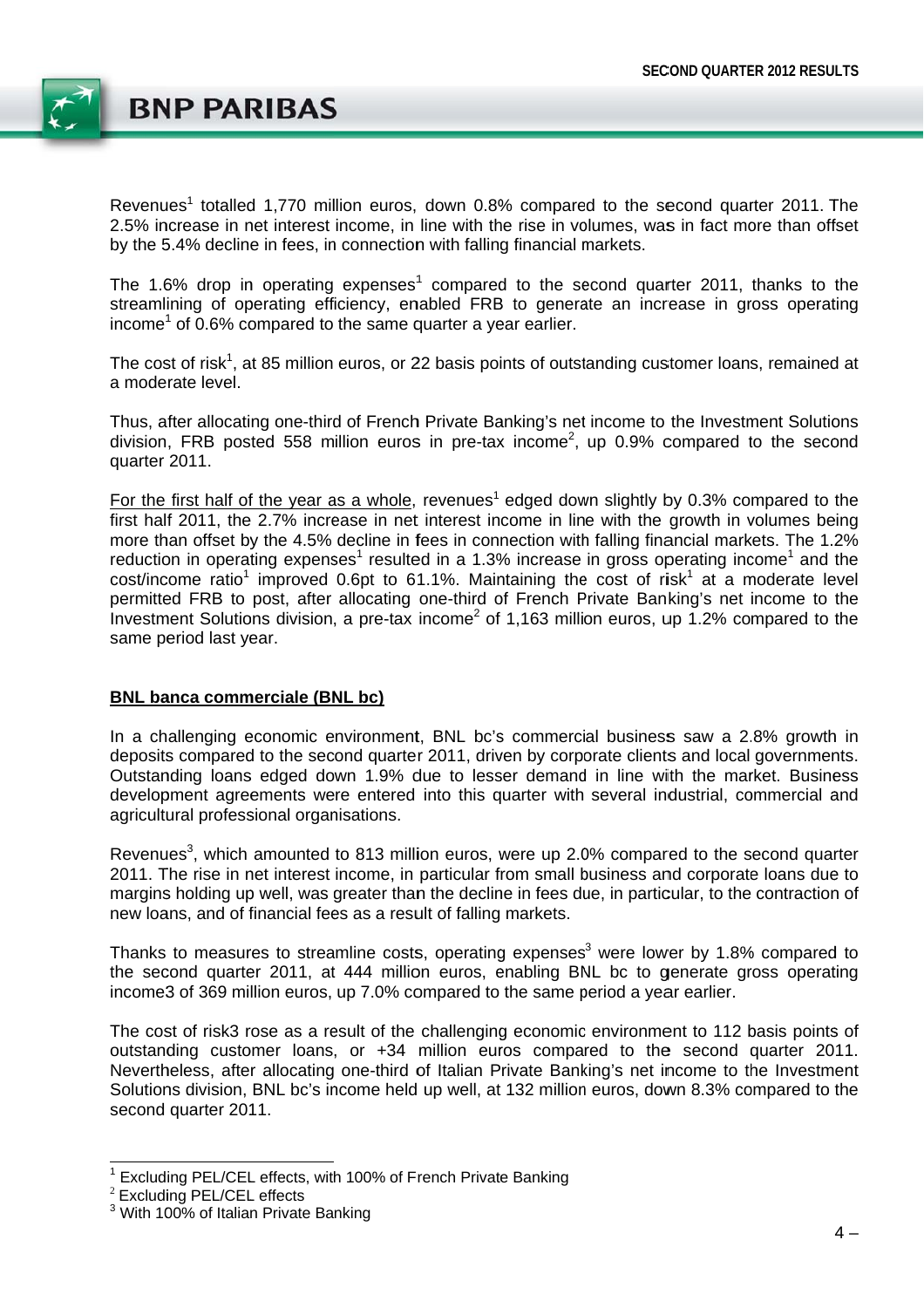Revenues[1] totalled 1,770 million euros, down 0.8% compared to the second quarter 2011. The 2.5% increase in net interest income, in line with the rise in volumes, was in fact more than offset by the 5.4% decline in fees, in connection with falling financial markets.

The 1.6% drop in operating expenses[1] compared to the second quarter 2011, thanks to the streamlining of operating efficiency, enabled FRB to generate an increase in gross operating income[1] of 0.6% compared to the same quarter a year earlier.

The cost of risk[1], at 85 million euros, or 22 basis points of outstanding customer loans, remained at a moderate level.

Thus, after allocating one-third of French Private Banking's net income to the Investment Solutions division, FRB posted 558 million euros in pre-tax income[2], up 0.9% compared to the second quarter 2011.

For the first half of the year as a whole, revenues[1] edged down slightly by 0.3% compared to the first half 2011, the 2.7% increase in net interest income in line with the growth in volumes being more than offset by the 4.5% decline in fees in connection with falling financial markets. The 1.2% reduction in operating expenses[1] resulted in a 1.3% increase in gross operating income[1] and the cost/income ratio[1] improved 0.6pt to 61.1%. Maintaining the cost of risk[1] at a moderate level permitted FRB to post, after allocating one-third of French Private Banking's net income to the Investment Solutions division, a pre-tax income[2] of 1,163 million euros, up 1.2% compared to the same period last year.

## BNL banca commerciale (BNL bc)

In a challenging economic environment, BNL bc's commercial business saw a 2.8% growth in deposits compared to the second quarter 2011, driven by corporate clients and local governments. Outstanding loans edged down 1.9% due to lesser demand in line with the market. Business development agreements were entered into this quarter with several industrial, commercial and agricultural professional organisations.

Revenues[3], which amounted to 813 million euros, were up 2.0% compared to the second quarter 2011. The rise in net interest income, in particular from small business and corporate loans due to margins holding up well, was greater than the decline in fees due, in particular, to the contraction of new loans, and of financial fees as a result of falling markets.

Thanks to measures to streamline costs, operating expenses[3] were lower by 1.8% compared to the second quarter 2011, at 444 million euros, enabling BNL bc to generate gross operating income3 of 369 million euros, up 7.0% compared to the same period a year earlier.

The cost of risk3 rose as a result of the challenging economic environment to 112 basis points of outstanding customer loans, or +34 million euros compared to the second quarter 2011. Nevertheless, after allocating one-third of Italian Private Banking's net income to the Investment Solutions division, BNL bc's income held up well, at 132 million euros, down 8.3% compared to the second quarter 2011.

---

[1] Excluding PEL/CEL effects, with 100% of French Private Banking
[2] Excluding PEL/CEL effects
[3] With 100% of Italian Private Banking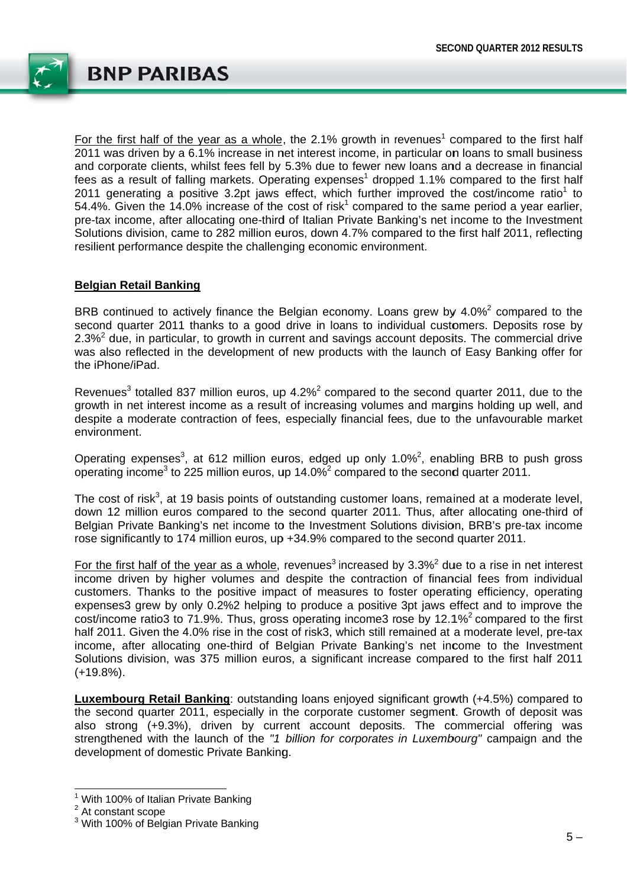For the first half of the year as a whole, the 2.1% growth in revenues[1] compared to the first half 2011 was driven by a 6.1% increase in net interest income, in particular on loans to small business and corporate clients, whilst fees fell by 5.3% due to fewer new loans and a decrease in financial fees as a result of falling markets. Operating expenses[1] dropped 1.1% compared to the first half 2011 generating a positive 3.2pt jaws effect, which further improved the cost/income ratio[1] to 54.4%. Given the 14.0% increase of the cost of risk[1] compared to the same period a year earlier, pre-tax income, after allocating one-third of Italian Private Banking's net income to the Investment Solutions division, came to 282 million euros, down 4.7% compared to the first half 2011, reflecting resilient performance despite the challenging economic environment.

**Belgian Retail Banking**

BRB continued to actively finance the Belgian economy. Loans grew by 4.0%[2] compared to the second quarter 2011 thanks to a good drive in loans to individual customers. Deposits rose by 2.3%[2] due, in particular, to growth in current and savings account deposits. The commercial drive was also reflected in the development of new products with the launch of Easy Banking offer for the iPhone/iPad.

Revenues[3] totalled 837 million euros, up 4.2%[2] compared to the second quarter 2011, due to the growth in net interest income as a result of increasing volumes and margins holding up well, and despite a moderate contraction of fees, especially financial fees, due to the unfavourable market environment.

Operating expenses[3], at 612 million euros, edged up only 1.0%[2], enabling BRB to push gross operating income[3] to 225 million euros, up 14.0%[2] compared to the second quarter 2011.

The cost of risk[3], at 19 basis points of outstanding customer loans, remained at a moderate level, down 12 million euros compared to the second quarter 2011. Thus, after allocating one-third of Belgian Private Banking's net income to the Investment Solutions division, BRB's pre-tax income rose significantly to 174 million euros, up +34.9% compared to the second quarter 2011.

For the first half of the year as a whole, revenues[3] increased by 3.3%[2] due to a rise in net interest income driven by higher volumes and despite the contraction of financial fees from individual customers. Thanks to the positive impact of measures to foster operating efficiency, operating expenses3 grew by only 0.2%2 helping to produce a positive 3pt jaws effect and to improve the cost/income ratio3 to 71.9%. Thus, gross operating income3 rose by 12.1%[2] compared to the first half 2011. Given the 4.0% rise in the cost of risk3, which still remained at a moderate level, pre-tax income, after allocating one-third of Belgian Private Banking's net income to the Investment Solutions division, was 375 million euros, a significant increase compared to the first half 2011 (+19.8%).

**Luxembourg Retail Banking**: outstanding loans enjoyed significant growth (+4.5%) compared to the second quarter 2011, especially in the corporate customer segment. Growth of deposit was also strong (+9.3%), driven by current account deposits. The commercial offering was strengthened with the launch of the *"1 billion for corporates in Luxembourg"* campaign and the development of domestic Private Banking.

[1] With 100% of Italian Private Banking
[2] At constant scope
[3] With 100% of Belgian Private Banking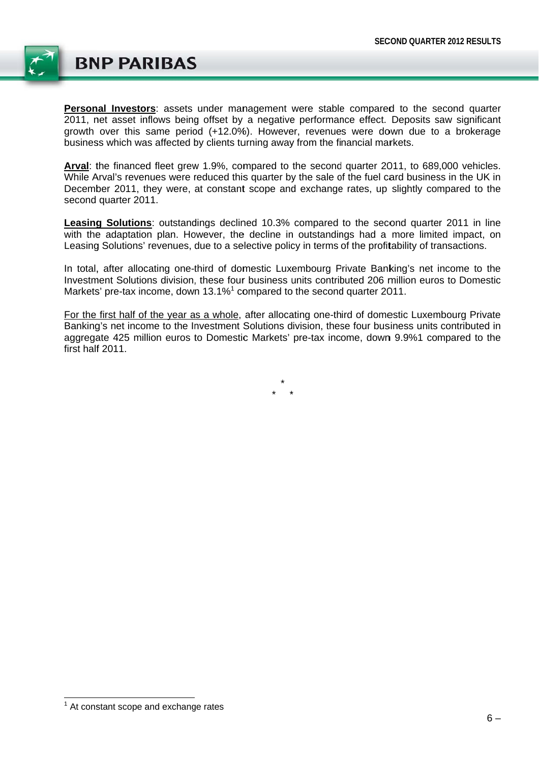**Personal Investors**: assets under management were stable compared to the second quarter 2011, net asset inflows being offset by a negative performance effect. Deposits saw significant growth over this same period (+12.0%). However, revenues were down due to a brokerage business which was affected by clients turning away from the financial markets.

**Arval**: the financed fleet grew 1.9%, compared to the second quarter 2011, to 689,000 vehicles. While Arval's revenues were reduced this quarter by the sale of the fuel card business in the UK in December 2011, they were, at constant scope and exchange rates, up slightly compared to the second quarter 2011.

**Leasing Solutions**: outstandings declined 10.3% compared to the second quarter 2011 in line with the adaptation plan. However, the decline in outstandings had a more limited impact, on Leasing Solutions' revenues, due to a selective policy in terms of the profitability of transactions.

In total, after allocating one-third of domestic Luxembourg Private Banking's net income to the Investment Solutions division, these four business units contributed 206 million euros to Domestic Markets' pre-tax income, down 13.1%[1] compared to the second quarter 2011.

For the first half of the year as a whole, after allocating one-third of domestic Luxembourg Private Banking's net income to the Investment Solutions division, these four business units contributed in aggregate 425 million euros to Domestic Markets' pre-tax income, down 9.9%1 compared to the first half 2011.

*

\*   *

[1] At constant scope and exchange rates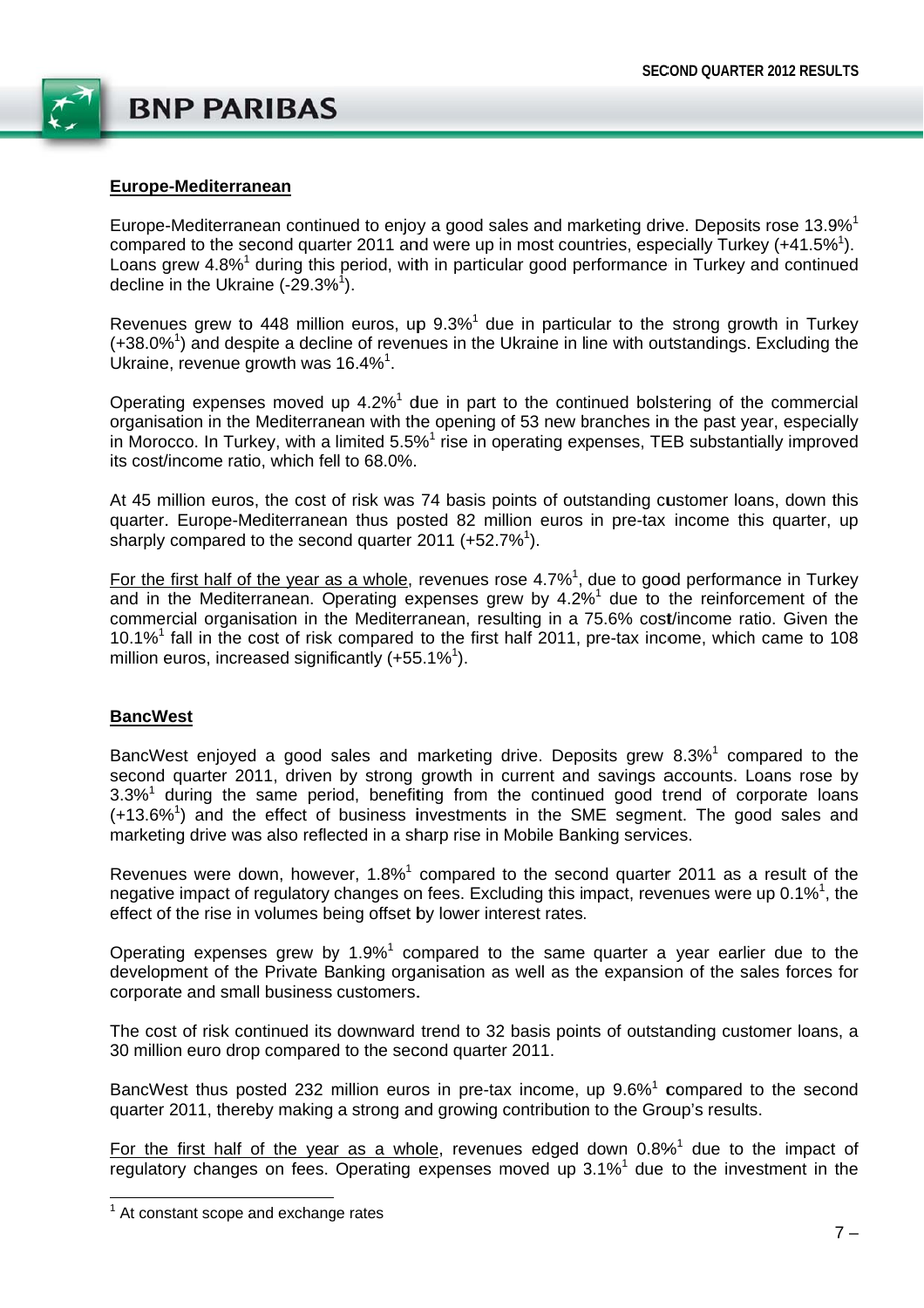## Europe-Mediterranean

Europe-Mediterranean continued to enjoy a good sales and marketing drive. Deposits rose 13.9%[1] compared to the second quarter 2011 and were up in most countries, especially Turkey (+41.5%[1]). Loans grew 4.8%[1] during this period, with in particular good performance in Turkey and continued decline in the Ukraine (-29.3%[1]).

Revenues grew to 448 million euros, up 9.3%[1] due in particular to the strong growth in Turkey (+38.0%[1]) and despite a decline of revenues in the Ukraine in line with outstandings. Excluding the Ukraine, revenue growth was 16.4%[1].

Operating expenses moved up 4.2%[1] due in part to the continued bolstering of the commercial organisation in the Mediterranean with the opening of 53 new branches in the past year, especially in Morocco. In Turkey, with a limited 5.5%[1] rise in operating expenses, TEB substantially improved its cost/income ratio, which fell to 68.0%.

At 45 million euros, the cost of risk was 74 basis points of outstanding customer loans, down this quarter. Europe-Mediterranean thus posted 82 million euros in pre-tax income this quarter, up sharply compared to the second quarter 2011 (+52.7%[1]).

For the first half of the year as a whole, revenues rose 4.7%[1], due to good performance in Turkey and in the Mediterranean. Operating expenses grew by 4.2%[1] due to the reinforcement of the commercial organisation in the Mediterranean, resulting in a 75.6% cost/income ratio. Given the 10.1%[1] fall in the cost of risk compared to the first half 2011, pre-tax income, which came to 108 million euros, increased significantly (+55.1%[1]).

## BancWest

BancWest enjoyed a good sales and marketing drive. Deposits grew 8.3%[1] compared to the second quarter 2011, driven by strong growth in current and savings accounts. Loans rose by 3.3%[1] during the same period, benefiting from the continued good trend of corporate loans (+13.6%[1]) and the effect of business investments in the SME segment. The good sales and marketing drive was also reflected in a sharp rise in Mobile Banking services.

Revenues were down, however, 1.8%[1] compared to the second quarter 2011 as a result of the negative impact of regulatory changes on fees. Excluding this impact, revenues were up 0.1%[1], the effect of the rise in volumes being offset by lower interest rates.

Operating expenses grew by 1.9%[1] compared to the same quarter a year earlier due to the development of the Private Banking organisation as well as the expansion of the sales forces for corporate and small business customers.

The cost of risk continued its downward trend to 32 basis points of outstanding customer loans, a 30 million euro drop compared to the second quarter 2011.

BancWest thus posted 232 million euros in pre-tax income, up 9.6%[1] compared to the second quarter 2011, thereby making a strong and growing contribution to the Group's results.

For the first half of the year as a whole, revenues edged down 0.8%[1] due to the impact of regulatory changes on fees. Operating expenses moved up 3.1%[1] due to the investment in the

[1] At constant scope and exchange rates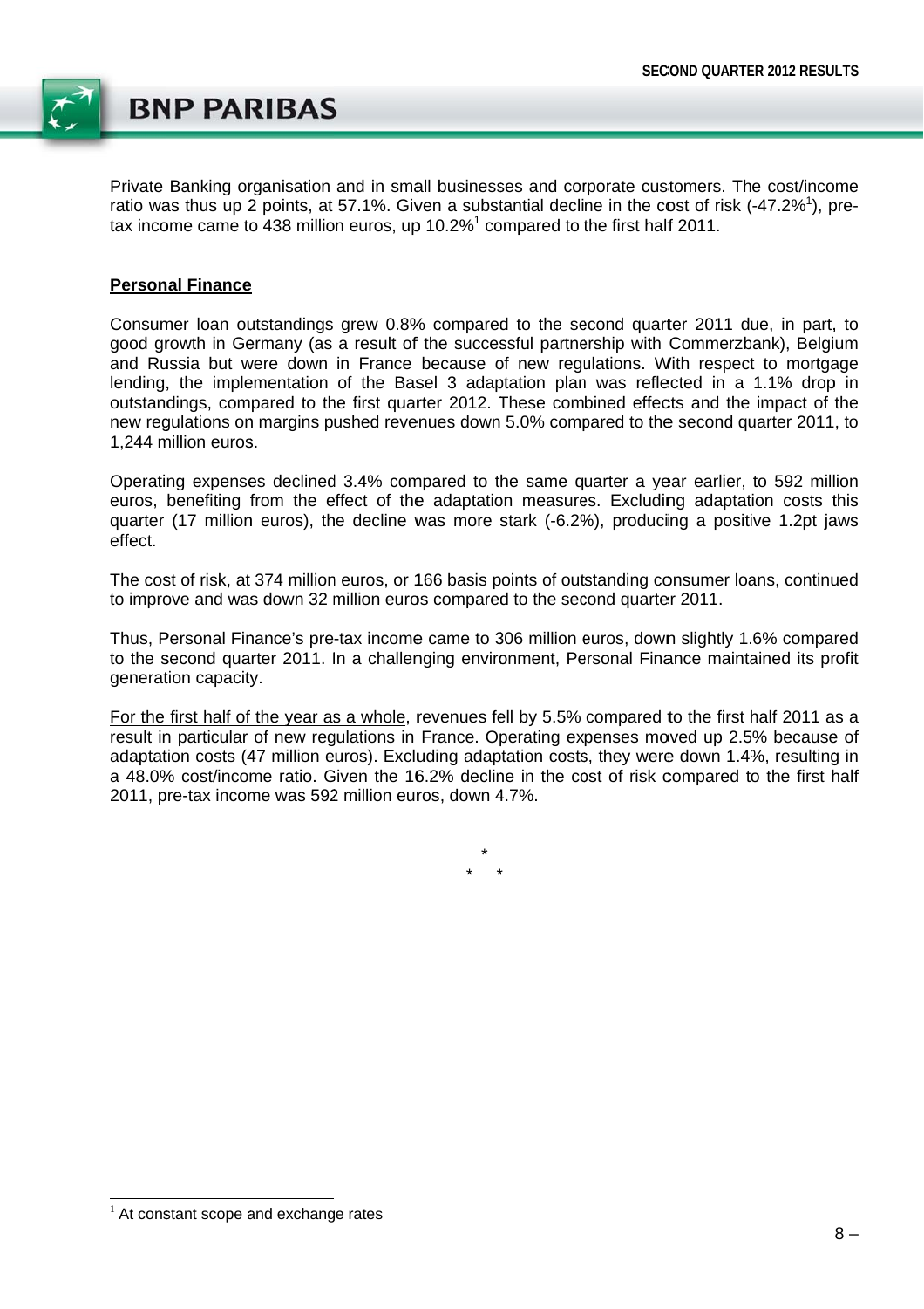Private Banking organisation and in small businesses and corporate customers. The cost/income ratio was thus up 2 points, at 57.1%. Given a substantial decline in the cost of risk (-47.2%[1]), pre-tax income came to 438 million euros, up 10.2%[1] compared to the first half 2011.

**Personal Finance**

Consumer loan outstandings grew 0.8% compared to the second quarter 2011 due, in part, to good growth in Germany (as a result of the successful partnership with Commerzbank), Belgium and Russia but were down in France because of new regulations. With respect to mortgage lending, the implementation of the Basel 3 adaptation plan was reflected in a 1.1% drop in outstandings, compared to the first quarter 2012. These combined effects and the impact of the new regulations on margins pushed revenues down 5.0% compared to the second quarter 2011, to 1,244 million euros.

Operating expenses declined 3.4% compared to the same quarter a year earlier, to 592 million euros, benefiting from the effect of the adaptation measures. Excluding adaptation costs this quarter (17 million euros), the decline was more stark (-6.2%), producing a positive 1.2pt jaws effect.

The cost of risk, at 374 million euros, or 166 basis points of outstanding consumer loans, continued to improve and was down 32 million euros compared to the second quarter 2011.

Thus, Personal Finance's pre-tax income came to 306 million euros, down slightly 1.6% compared to the second quarter 2011. In a challenging environment, Personal Finance maintained its profit generation capacity.

For the first half of the year as a whole, revenues fell by 5.5% compared to the first half 2011 as a result in particular of new regulations in France. Operating expenses moved up 2.5% because of adaptation costs (47 million euros). Excluding adaptation costs, they were down 1.4%, resulting in a 48.0% cost/income ratio. Given the 16.2% decline in the cost of risk compared to the first half 2011, pre-tax income was 592 million euros, down 4.7%.

\*
\* \*

[1] At constant scope and exchange rates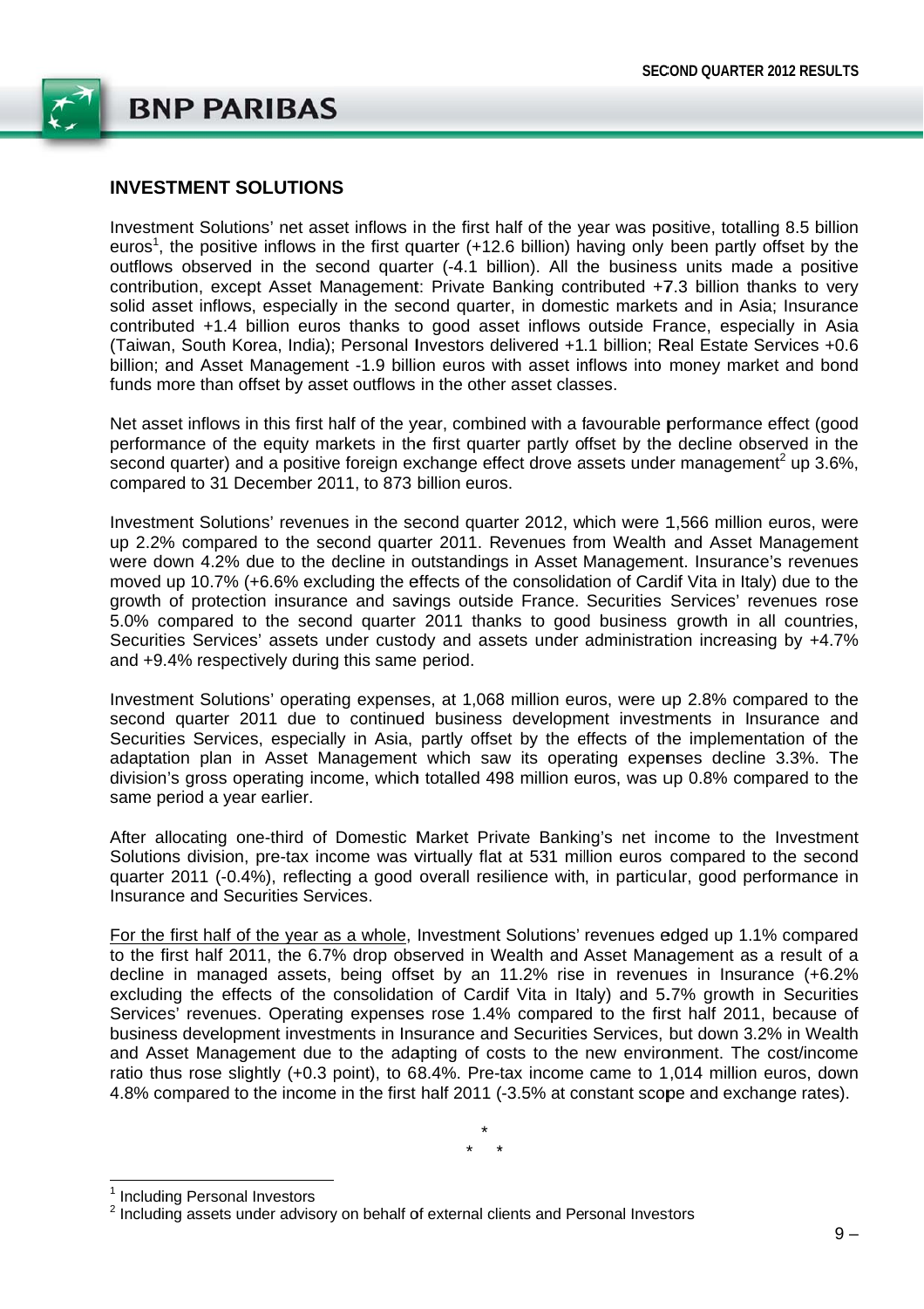## INVESTMENT SOLUTIONS

Investment Solutions' net asset inflows in the first half of the year was positive, totalling 8.5 billion euros[1], the positive inflows in the first quarter (+12.6 billion) having only been partly offset by the outflows observed in the second quarter (-4.1 billion). All the business units made a positive contribution, except Asset Management: Private Banking contributed +7.3 billion thanks to very solid asset inflows, especially in the second quarter, in domestic markets and in Asia; Insurance contributed +1.4 billion euros thanks to good asset inflows outside France, especially in Asia (Taiwan, South Korea, India); Personal Investors delivered +1.1 billion; Real Estate Services +0.6 billion; and Asset Management -1.9 billion euros with asset inflows into money market and bond funds more than offset by asset outflows in the other asset classes.

Net asset inflows in this first half of the year, combined with a favourable performance effect (good performance of the equity markets in the first quarter partly offset by the decline observed in the second quarter) and a positive foreign exchange effect drove assets under management[2] up 3.6%, compared to 31 December 2011, to 873 billion euros.

Investment Solutions' revenues in the second quarter 2012, which were 1,566 million euros, were up 2.2% compared to the second quarter 2011. Revenues from Wealth and Asset Management were down 4.2% due to the decline in outstandings in Asset Management. Insurance's revenues moved up 10.7% (+6.6% excluding the effects of the consolidation of Cardif Vita in Italy) due to the growth of protection insurance and savings outside France. Securities Services' revenues rose 5.0% compared to the second quarter 2011 thanks to good business growth in all countries, Securities Services' assets under custody and assets under administration increasing by +4.7% and +9.4% respectively during this same period.

Investment Solutions' operating expenses, at 1,068 million euros, were up 2.8% compared to the second quarter 2011 due to continued business development investments in Insurance and Securities Services, especially in Asia, partly offset by the effects of the implementation of the adaptation plan in Asset Management which saw its operating expenses decline 3.3%. The division's gross operating income, which totalled 498 million euros, was up 0.8% compared to the same period a year earlier.

After allocating one-third of Domestic Market Private Banking's net income to the Investment Solutions division, pre-tax income was virtually flat at 531 million euros compared to the second quarter 2011 (-0.4%), reflecting a good overall resilience with, in particular, good performance in Insurance and Securities Services.

<u>For the first half of the year as a whole</u>, Investment Solutions' revenues edged up 1.1% compared to the first half 2011, the 6.7% drop observed in Wealth and Asset Management as a result of a decline in managed assets, being offset by an 11.2% rise in revenues in Insurance (+6.2% excluding the effects of the consolidation of Cardif Vita in Italy) and 5.7% growth in Securities Services' revenues. Operating expenses rose 1.4% compared to the first half 2011, because of business development investments in Insurance and Securities Services, but down 3.2% in Wealth and Asset Management due to the adapting of costs to the new environment. The cost/income ratio thus rose slightly (+0.3 point), to 68.4%. Pre-tax income came to 1,014 million euros, down 4.8% compared to the income in the first half 2011 (-3.5% at constant scope and exchange rates).

\*
\* \*

[1] Including Personal Investors

[2] Including assets under advisory on behalf of external clients and Personal Investors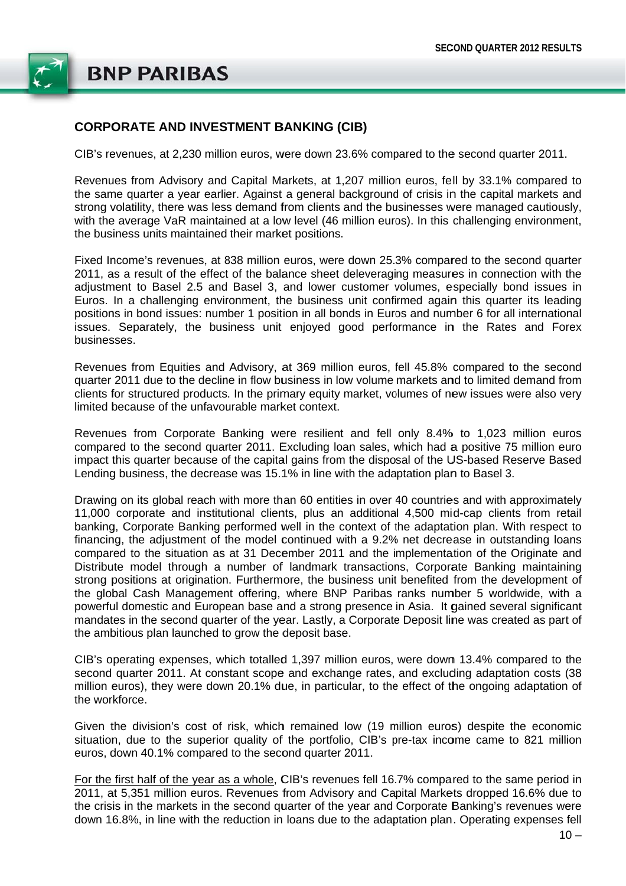## CORPORATE AND INVESTMENT BANKING (CIB)

CIB's revenues, at 2,230 million euros, were down 23.6% compared to the second quarter 2011.

Revenues from Advisory and Capital Markets, at 1,207 million euros, fell by 33.1% compared to the same quarter a year earlier. Against a general background of crisis in the capital markets and strong volatility, there was less demand from clients and the businesses were managed cautiously, with the average VaR maintained at a low level (46 million euros). In this challenging environment, the business units maintained their market positions.

Fixed Income's revenues, at 838 million euros, were down 25.3% compared to the second quarter 2011, as a result of the effect of the balance sheet deleveraging measures in connection with the adjustment to Basel 2.5 and Basel 3, and lower customer volumes, especially bond issues in Euros. In a challenging environment, the business unit confirmed again this quarter its leading positions in bond issues: number 1 position in all bonds in Euros and number 6 for all international issues. Separately, the business unit enjoyed good performance in the Rates and Forex businesses.

Revenues from Equities and Advisory, at 369 million euros, fell 45.8% compared to the second quarter 2011 due to the decline in flow business in low volume markets and to limited demand from clients for structured products. In the primary equity market, volumes of new issues were also very limited because of the unfavourable market context.

Revenues from Corporate Banking were resilient and fell only 8.4% to 1,023 million euros compared to the second quarter 2011. Excluding loan sales, which had a positive 75 million euro impact this quarter because of the capital gains from the disposal of the US-based Reserve Based Lending business, the decrease was 15.1% in line with the adaptation plan to Basel 3.

Drawing on its global reach with more than 60 entities in over 40 countries and with approximately 11,000 corporate and institutional clients, plus an additional 4,500 mid-cap clients from retail banking, Corporate Banking performed well in the context of the adaptation plan. With respect to financing, the adjustment of the model continued with a 9.2% net decrease in outstanding loans compared to the situation as at 31 December 2011 and the implementation of the Originate and Distribute model through a number of landmark transactions, Corporate Banking maintaining strong positions at origination. Furthermore, the business unit benefited from the development of the global Cash Management offering, where BNP Paribas ranks number 5 worldwide, with a powerful domestic and European base and a strong presence in Asia. It gained several significant mandates in the second quarter of the year. Lastly, a Corporate Deposit line was created as part of the ambitious plan launched to grow the deposit base.

CIB's operating expenses, which totalled 1,397 million euros, were down 13.4% compared to the second quarter 2011. At constant scope and exchange rates, and excluding adaptation costs (38 million euros), they were down 20.1% due, in particular, to the effect of the ongoing adaptation of the workforce.

Given the division's cost of risk, which remained low (19 million euros) despite the economic situation, due to the superior quality of the portfolio, CIB's pre-tax income came to 821 million euros, down 40.1% compared to the second quarter 2011.

For the first half of the year as a whole, CIB's revenues fell 16.7% compared to the same period in 2011, at 5,351 million euros. Revenues from Advisory and Capital Markets dropped 16.6% due to the crisis in the markets in the second quarter of the year and Corporate Banking's revenues were down 16.8%, in line with the reduction in loans due to the adaptation plan. Operating expenses fell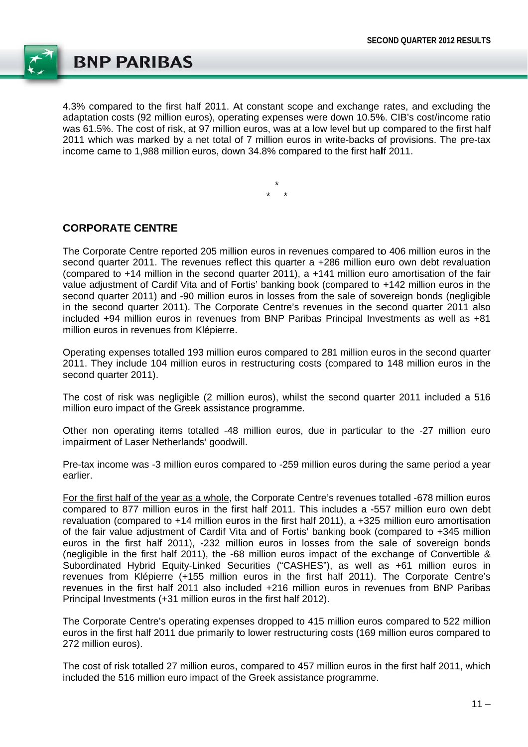4.3% compared to the first half 2011. At constant scope and exchange rates, and excluding the adaptation costs (92 million euros), operating expenses were down 10.5%. CIB's cost/income ratio was 61.5%. The cost of risk, at 97 million euros, was at a low level but up compared to the first half 2011 which was marked by a net total of 7 million euros in write-backs of provisions. The pre-tax income came to 1,988 million euros, down 34.8% compared to the first half 2011.

\*
\* \*

## CORPORATE CENTRE

The Corporate Centre reported 205 million euros in revenues compared to 406 million euros in the second quarter 2011. The revenues reflect this quarter a +286 million euro own debt revaluation (compared to +14 million in the second quarter 2011), a +141 million euro amortisation of the fair value adjustment of Cardif Vita and of Fortis' banking book (compared to +142 million euros in the second quarter 2011) and -90 million euros in losses from the sale of sovereign bonds (negligible in the second quarter 2011). The Corporate Centre's revenues in the second quarter 2011 also included +94 million euros in revenues from BNP Paribas Principal Investments as well as +81 million euros in revenues from Klépierre.

Operating expenses totalled 193 million euros compared to 281 million euros in the second quarter 2011. They include 104 million euros in restructuring costs (compared to 148 million euros in the second quarter 2011).

The cost of risk was negligible (2 million euros), whilst the second quarter 2011 included a 516 million euro impact of the Greek assistance programme.

Other non operating items totalled -48 million euros, due in particular to the -27 million euro impairment of Laser Netherlands' goodwill.

Pre-tax income was -3 million euros compared to -259 million euros during the same period a year earlier.

<u>For the first half of the year as a whole</u>, the Corporate Centre's revenues totalled -678 million euros compared to 877 million euros in the first half 2011. This includes a -557 million euro own debt revaluation (compared to +14 million euros in the first half 2011), a +325 million euro amortisation of the fair value adjustment of Cardif Vita and of Fortis' banking book (compared to +345 million euros in the first half 2011), -232 million euros in losses from the sale of sovereign bonds (negligible in the first half 2011), the -68 million euros impact of the exchange of Convertible & Subordinated Hybrid Equity-Linked Securities ("CASHES"), as well as +61 million euros in revenues from Klépierre (+155 million euros in the first half 2011). The Corporate Centre's revenues in the first half 2011 also included +216 million euros in revenues from BNP Paribas Principal Investments (+31 million euros in the first half 2012).

The Corporate Centre's operating expenses dropped to 415 million euros compared to 522 million euros in the first half 2011 due primarily to lower restructuring costs (169 million euros compared to 272 million euros).

The cost of risk totalled 27 million euros, compared to 457 million euros in the first half 2011, which included the 516 million euro impact of the Greek assistance programme.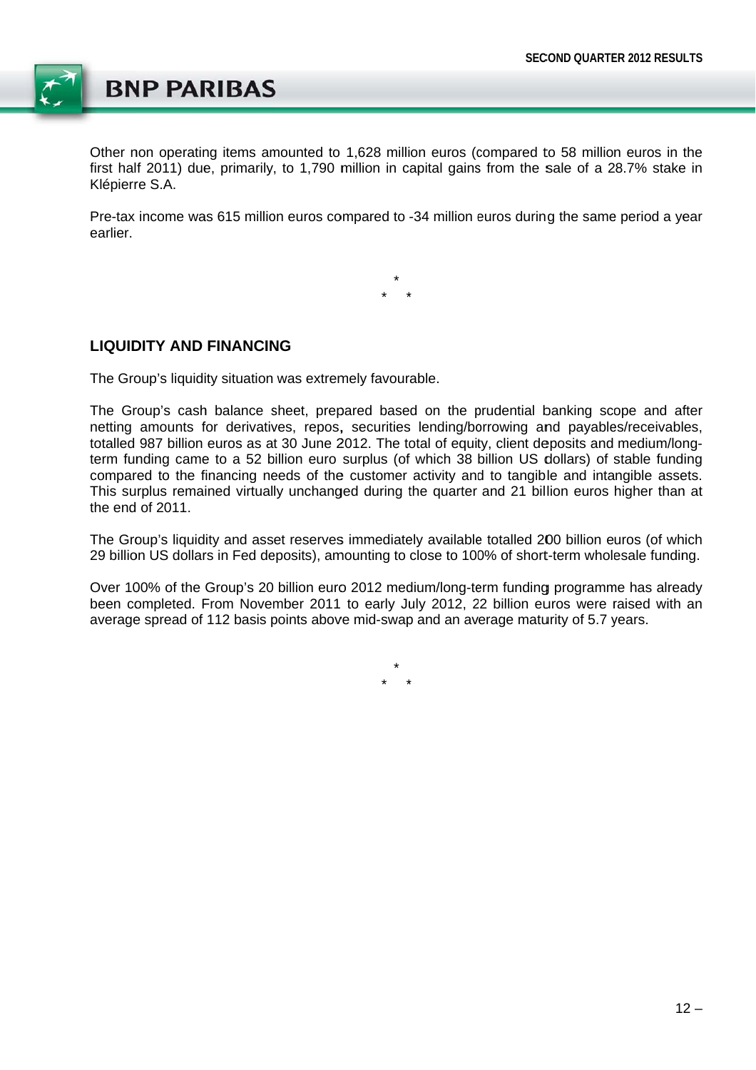Other non operating items amounted to 1,628 million euros (compared to 58 million euros in the first half 2011) due, primarily, to 1,790 million in capital gains from the sale of a 28.7% stake in Klépierre S.A.

Pre-tax income was 615 million euros compared to -34 million euros during the same period a year earlier.

\*
\* \*

## LIQUIDITY AND FINANCING

The Group's liquidity situation was extremely favourable.

The Group's cash balance sheet, prepared based on the prudential banking scope and after netting amounts for derivatives, repos, securities lending/borrowing and payables/receivables, totalled 987 billion euros as at 30 June 2012. The total of equity, client deposits and medium/long-term funding came to a 52 billion euro surplus (of which 38 billion US dollars) of stable funding compared to the financing needs of the customer activity and to tangible and intangible assets. This surplus remained virtually unchanged during the quarter and 21 billion euros higher than at the end of 2011.

The Group's liquidity and asset reserves immediately available totalled 200 billion euros (of which 29 billion US dollars in Fed deposits), amounting to close to 100% of short-term wholesale funding.

Over 100% of the Group's 20 billion euro 2012 medium/long-term funding programme has already been completed. From November 2011 to early July 2012, 22 billion euros were raised with an average spread of 112 basis points above mid-swap and an average maturity of 5.7 years.

\*
\* \*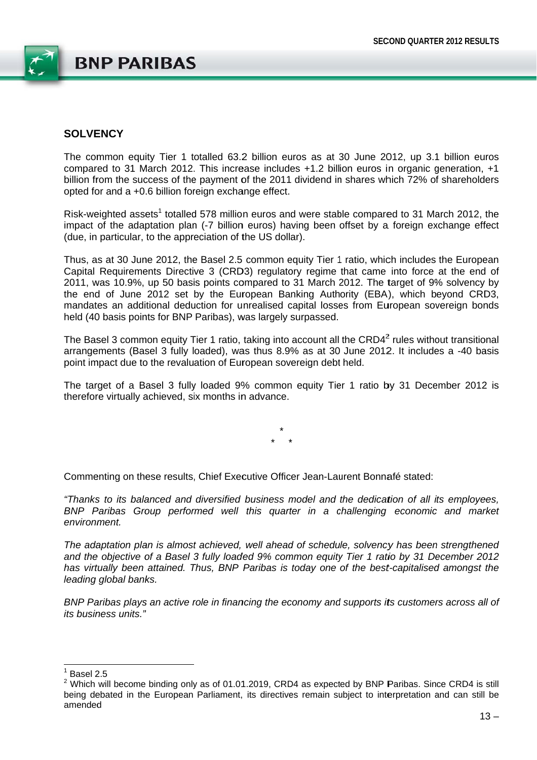## SOLVENCY

The common equity Tier 1 totalled 63.2 billion euros as at 30 June 2012, up 3.1 billion euros compared to 31 March 2012. This increase includes +1.2 billion euros in organic generation, +1 billion from the success of the payment of the 2011 dividend in shares which 72% of shareholders opted for and a +0.6 billion foreign exchange effect.

Risk-weighted assets[1] totalled 578 million euros and were stable compared to 31 March 2012, the impact of the adaptation plan (-7 billion euros) having been offset by a foreign exchange effect (due, in particular, to the appreciation of the US dollar).

Thus, as at 30 June 2012, the Basel 2.5 common equity Tier 1 ratio, which includes the European Capital Requirements Directive 3 (CRD3) regulatory regime that came into force at the end of 2011, was 10.9%, up 50 basis points compared to 31 March 2012. The target of 9% solvency by the end of June 2012 set by the European Banking Authority (EBA), which beyond CRD3, mandates an additional deduction for unrealised capital losses from European sovereign bonds held (40 basis points for BNP Paribas), was largely surpassed.

The Basel 3 common equity Tier 1 ratio, taking into account all the CRD4[2] rules without transitional arrangements (Basel 3 fully loaded), was thus 8.9% as at 30 June 2012. It includes a -40 basis point impact due to the revaluation of European sovereign debt held.

The target of a Basel 3 fully loaded 9% common equity Tier 1 ratio by 31 December 2012 is therefore virtually achieved, six months in advance.

\*
\* \*

Commenting on these results, Chief Executive Officer Jean-Laurent Bonnafé stated:

*"Thanks to its balanced and diversified business model and the dedication of all its employees, BNP Paribas Group performed well this quarter in a challenging economic and market environment.*

*The adaptation plan is almost achieved, well ahead of schedule, solvency has been strengthened and the objective of a Basel 3 fully loaded 9% common equity Tier 1 ratio by 31 December 2012 has virtually been attained. Thus, BNP Paribas is today one of the best-capitalised amongst the leading global banks.*

*BNP Paribas plays an active role in financing the economy and supports its customers across all of its business units."*

---

[1] Basel 2.5

[2] Which will become binding only as of 01.01.2019, CRD4 as expected by BNP Paribas. Since CRD4 is still being debated in the European Parliament, its directives remain subject to interpretation and can still be amended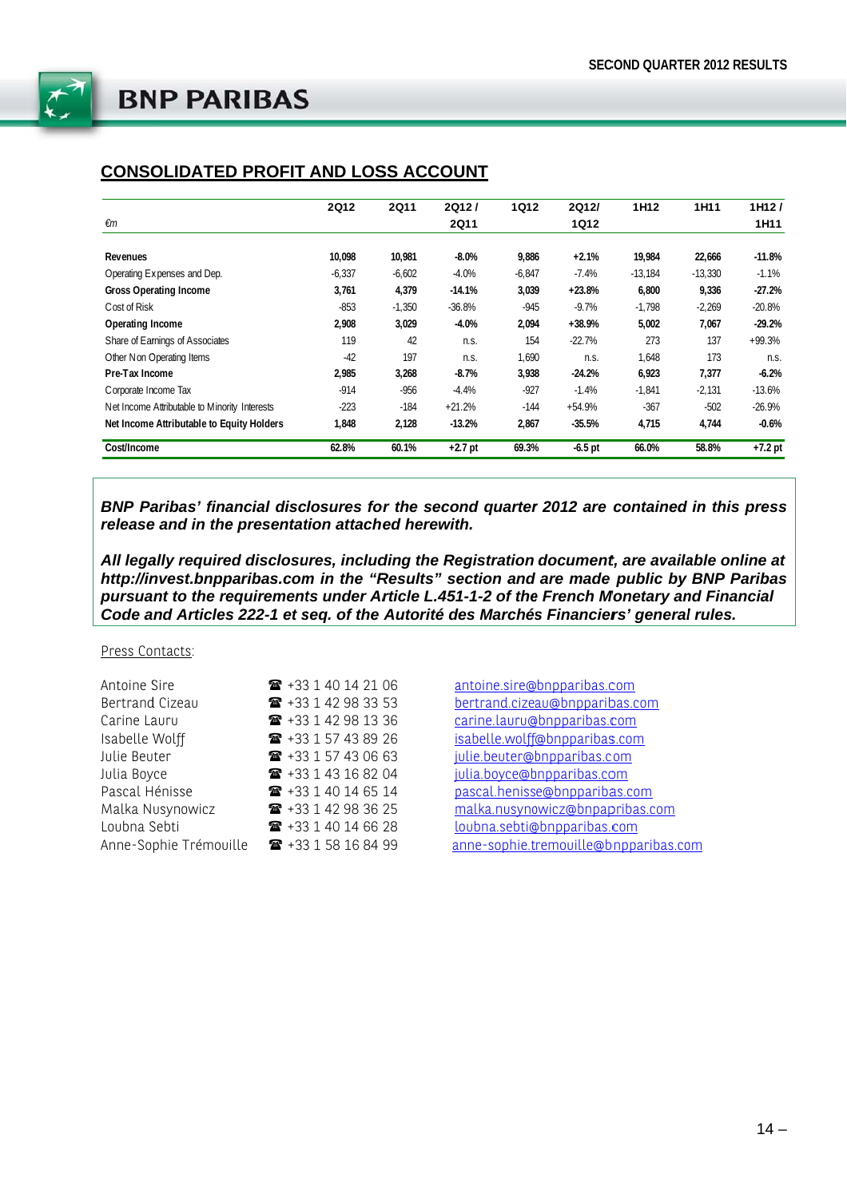## CONSOLIDATED PROFIT AND LOSS ACCOUNT

| €m | 2Q12 | 2Q11 | 2Q12 / 2Q11 | 1Q12 | 2Q12/ 1Q12 | 1H12 | 1H11 | 1H12 / 1H11 |
|---|---|---|---|---|---|---|---|---|
| **Revenues** | **10,098** | **10,981** | **-8.0%** | **9,886** | **+2.1%** | **19,984** | **22,666** | **-11.8%** |
| Operating Expenses and Dep. | -6,337 | -6,602 | -4.0% | -6,847 | -7.4% | -13,184 | -13,330 | -1.1% |
| **Gross Operating Income** | **3,761** | **4,379** | **-14.1%** | **3,039** | **+23.8%** | **6,800** | **9,336** | **-27.2%** |
| Cost of Risk | -853 | -1,350 | -36.8% | -945 | -9.7% | -1,798 | -2,269 | -20.8% |
| **Operating Income** | **2,908** | **3,029** | **-4.0%** | **2,094** | **+38.9%** | **5,002** | **7,067** | **-29.2%** |
| Share of Earnings of Associates | 119 | 42 | n.s. | 154 | -22.7% | 273 | 137 | +99.3% |
| Other Non Operating Items | -42 | 197 | n.s. | 1,690 | n.s. | 1,648 | 173 | n.s. |
| **Pre-Tax Income** | **2,985** | **3,268** | **-8.7%** | **3,938** | **-24.2%** | **6,923** | **7,377** | **-6.2%** |
| Corporate Income Tax | -914 | -956 | -4.4% | -927 | -1.4% | -1,841 | -2,131 | -13.6% |
| Net Income Attributable to Minority Interests | -223 | -184 | +21.2% | -144 | +54.9% | -367 | -502 | -26.9% |
| **Net Income Attributable to Equity Holders** | **1,848** | **2,128** | **-13.2%** | **2,867** | **-35.5%** | **4,715** | **4,744** | **-0.6%** |
| **Cost/Income** | **62.8%** | **60.1%** | **+2.7 pt** | **69.3%** | **-6.5 pt** | **66.0%** | **58.8%** | **+7.2 pt** |

***BNP Paribas' financial disclosures for the second quarter 2012 are contained in this press release and in the presentation attached herewith.***

***All legally required disclosures, including the Registration document, are available online at http://invest.bnpparibas.com in the "Results" section and are made public by BNP Paribas pursuant to the requirements under Article L.451-1-2 of the French Monetary and Financial Code and Articles 222-1 et seq. of the Autorité des Marchés Financiers' general rules.***

Press Contacts:

| | | |
|---|---|---|
| Antoine Sire | ☎ +33 1 40 14 21 06 | antoine.sire@bnpparibas.com |
| Bertrand Cizeau | ☎ +33 1 42 98 33 53 | bertrand.cizeau@bnpparibas.com |
| Carine Lauru | ☎ +33 1 42 98 13 36 | carine.lauru@bnpparibas.com |
| Isabelle Wolff | ☎ +33 1 57 43 89 26 | isabelle.wolff@bnpparibas.com |
| Julie Beuter | ☎ +33 1 57 43 06 63 | julie.beuter@bnpparibas.com |
| Julia Boyce | ☎ +33 1 43 16 82 04 | julia.boyce@bnpparibas.com |
| Pascal Hénisse | ☎ +33 1 40 14 65 14 | pascal.henisse@bnpparibas.com |
| Malka Nusynowicz | ☎ +33 1 42 98 36 25 | malka.nusynowicz@bnpapribas.com |
| Loubna Sebti | ☎ +33 1 40 14 66 28 | loubna.sebti@bnpparibas.com |
| Anne-Sophie Trémouille | ☎ +33 1 58 16 84 99 | anne-sophie.tremouille@bnpparibas.com |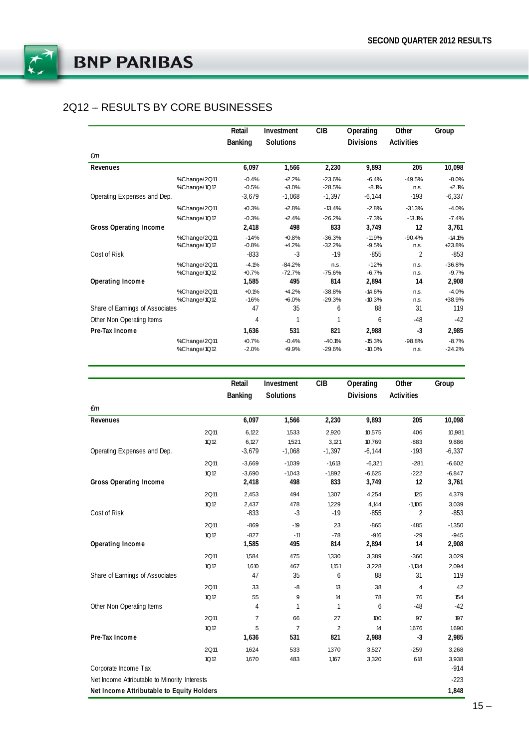## 2Q12 – RESULTS BY CORE BUSINESSES

| €m | | Retail Banking | Investment Solutions | CIB | Operating Divisions | Other Activities | Group |
|---|---|---|---|---|---|---|---|
| **Revenues** | | **6,097** | **1,566** | **2,230** | **9,893** | **205** | **10,098** |
| | %Change/2Q11 | -0.4% | +2.2% | -23.6% | -6.4% | -49.5% | -8.0% |
| | %Change/1Q12 | -0.5% | +3.0% | -28.5% | -8.1% | n.s. | +2.1% |
| Operating Expenses and Dep. | | -3,679 | -1,068 | -1,397 | -6,144 | -193 | -6,337 |
| | %Change/2Q11 | +0.3% | +2.8% | -13.4% | -2.8% | -31.3% | -4.0% |
| | %Change/1Q12 | -0.3% | +2.4% | -26.2% | -7.3% | -13.1% | -7.4% |
| **Gross Operating Income** | | **2,418** | **498** | **833** | **3,749** | **12** | **3,761** |
| | %Change/2Q11 | -1.4% | +0.8% | -36.3% | -11.9% | -90.4% | -14.1% |
| | %Change/1Q12 | -0.8% | +4.2% | -32.2% | -9.5% | n.s. | +23.8% |
| Cost of Risk | | -833 | -3 | -19 | -855 | 2 | -853 |
| | %Change/2Q11 | -4.1% | -84.2% | n.s. | -1.2% | n.s. | -36.8% |
| | %Change/1Q12 | +0.7% | -72.7% | -75.6% | -6.7% | n.s. | -9.7% |
| **Operating Income** | | **1,585** | **495** | **814** | **2,894** | **14** | **2,908** |
| | %Change/2Q11 | +0.1% | +4.2% | -38.8% | -14.6% | n.s. | -4.0% |
| | %Change/1Q12 | -1.6% | +6.0% | -29.3% | -10.3% | n.s. | +38.9% |
| Share of Earnings of Associates | | 47 | 35 | 6 | 88 | 31 | 119 |
| Other Non Operating Items | | 4 | 1 | 1 | 6 | -48 | -42 |
| **Pre-Tax Income** | | **1,636** | **531** | **821** | **2,988** | **-3** | **2,985** |
| | %Change/2Q11 | +0.7% | -0.4% | -40.1% | -15.3% | -98.8% | -8.7% |
| | %Change/1Q12 | -2.0% | +9.9% | -29.6% | -10.0% | n.s. | -24.2% |

| €m | | Retail Banking | Investment Solutions | CIB | Operating Divisions | Other Activities | Group |
|---|---|---|---|---|---|---|---|
| **Revenues** | | **6,097** | **1,566** | **2,230** | **9,893** | **205** | **10,098** |
| | 2Q11 | 6,122 | 1,533 | 2,920 | 10,575 | 406 | 10,981 |
| | 1Q12 | 6,127 | 1,521 | 3,121 | 10,769 | -883 | 9,886 |
| Operating Expenses and Dep. | | -3,679 | -1,068 | -1,397 | -6,144 | -193 | -6,337 |
| | 2Q11 | -3,669 | -1039 | -1,613 | -6,321 | -281 | -6,602 |
| | 1Q12 | -3,690 | -1043 | -1,892 | -6,625 | -222 | -6,847 |
| **Gross Operating Income** | | **2,418** | **498** | **833** | **3,749** | **12** | **3,761** |
| | 2Q11 | 2,453 | 494 | 1,307 | 4,254 | 125 | 4,379 |
| | 1Q12 | 2,437 | 478 | 1,229 | 4,144 | -1,105 | 3,039 |
| Cost of Risk | | -833 | -3 | -19 | -855 | 2 | -853 |
| | 2Q11 | -869 | -19 | 23 | -865 | -485 | -1,350 |
| | 1Q12 | -827 | -11 | -78 | -916 | -29 | -945 |
| **Operating Income** | | **1,585** | **495** | **814** | **2,894** | **14** | **2,908** |
| | 2Q11 | 1,584 | 475 | 1,330 | 3,389 | -360 | 3,029 |
| | 1Q12 | 1,610 | 467 | 1,151 | 3,228 | -1,134 | 2,094 |
| Share of Earnings of Associates | | 47 | 35 | 6 | 88 | 31 | 119 |
| | 2Q11 | 33 | -8 | 13 | 38 | 4 | 42 |
| | 1Q12 | 55 | 9 | 14 | 78 | 76 | 154 |
| Other Non Operating Items | | 4 | 1 | 1 | 6 | -48 | -42 |
| | 2Q11 | 7 | 66 | 27 | 100 | 97 | 197 |
| | 1Q12 | 5 | 7 | 2 | 14 | 1,676 | 1,690 |
| **Pre-Tax Income** | | **1,636** | **531** | **821** | **2,988** | **-3** | **2,985** |
| | 2Q11 | 1,624 | 533 | 1,370 | 3,527 | -259 | 3,268 |
| | 1Q12 | 1,670 | 483 | 1,167 | 3,320 | 618 | 3,938 |
| Corporate Income Tax | | | | | | | -914 |
| Net Income Attributable to Minority Interests | | | | | | | -223 |
| **Net Income Attributable to Equity Holders** | | | | | | | **1,848** |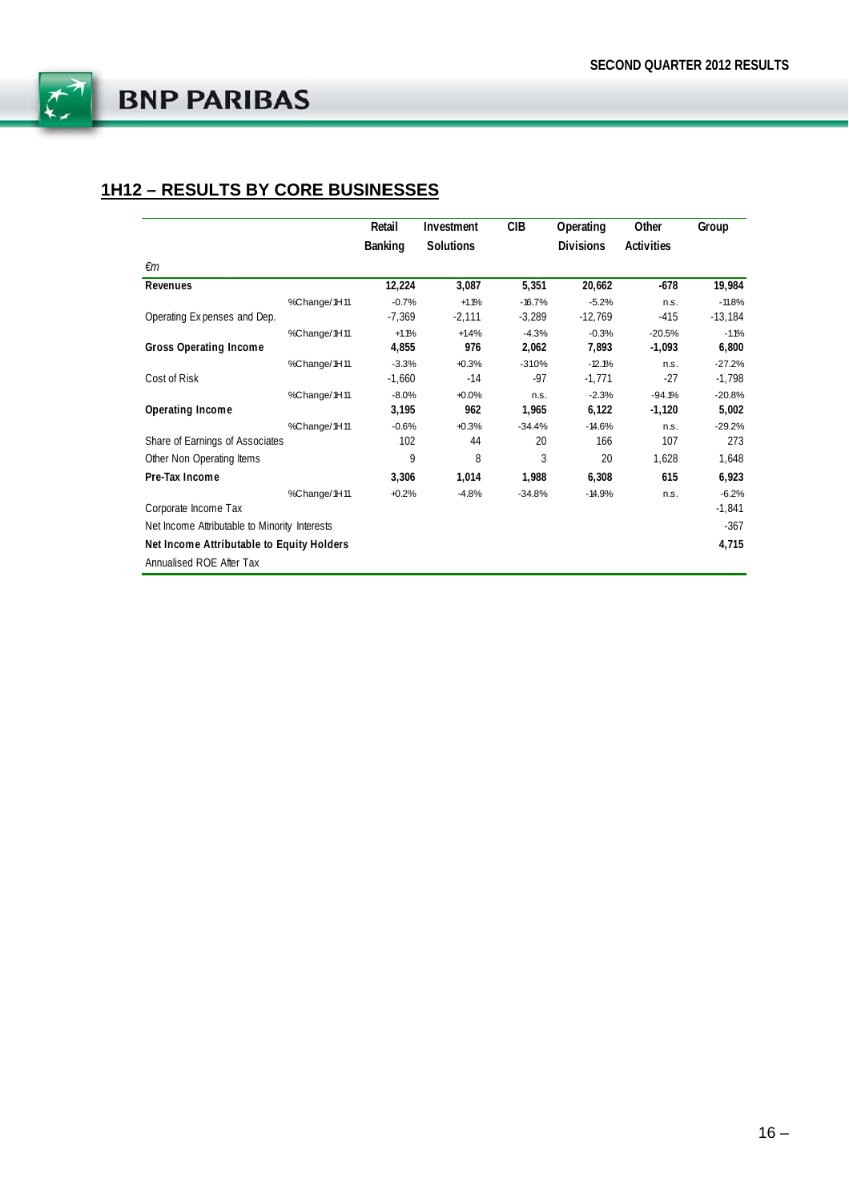## 1H12 – RESULTS BY CORE BUSINESSES

| €m | | Retail Banking | Investment Solutions | CIB | Operating Divisions | Other Activities | Group |
|---|---|---|---|---|---|---|---|
| **Revenues** | | **12,224** | **3,087** | **5,351** | **20,662** | **-678** | **19,984** |
| | %Change/1H11 | -0.7% | +1.1% | -16.7% | -5.2% | n.s. | -11.8% |
| Operating Expenses and Dep. | | -7,369 | -2,111 | -3,289 | -12,769 | -415 | -13,184 |
| | %Change/1H11 | +1.1% | +1.4% | -4.3% | -0.3% | -20.5% | -1.1% |
| **Gross Operating Income** | | **4,855** | **976** | **2,062** | **7,893** | **-1,093** | **6,800** |
| | %Change/1H11 | -3.3% | +0.3% | -31.0% | -12.1% | n.s. | -27.2% |
| Cost of Risk | | -1,660 | -14 | -97 | -1,771 | -27 | -1,798 |
| | %Change/1H11 | -8.0% | +0.0% | n.s. | -2.3% | -94.1% | -20.8% |
| **Operating Income** | | **3,195** | **962** | **1,965** | **6,122** | **-1,120** | **5,002** |
| | %Change/1H11 | -0.6% | +0.3% | -34.4% | -14.6% | n.s. | -29.2% |
| Share of Earnings of Associates | | 102 | 44 | 20 | 166 | 107 | 273 |
| Other Non Operating Items | | 9 | 8 | 3 | 20 | 1,628 | 1,648 |
| **Pre-Tax Income** | | **3,306** | **1,014** | **1,988** | **6,308** | **615** | **6,923** |
| | %Change/1H11 | +0.2% | -4.8% | -34.8% | -14.9% | n.s. | -6.2% |
| Corporate Income Tax | | | | | | | -1,841 |
| Net Income Attributable to Minority Interests | | | | | | | -367 |
| **Net Income Attributable to Equity Holders** | | | | | | | **4,715** |
| Annualised ROE After Tax | | | | | | | |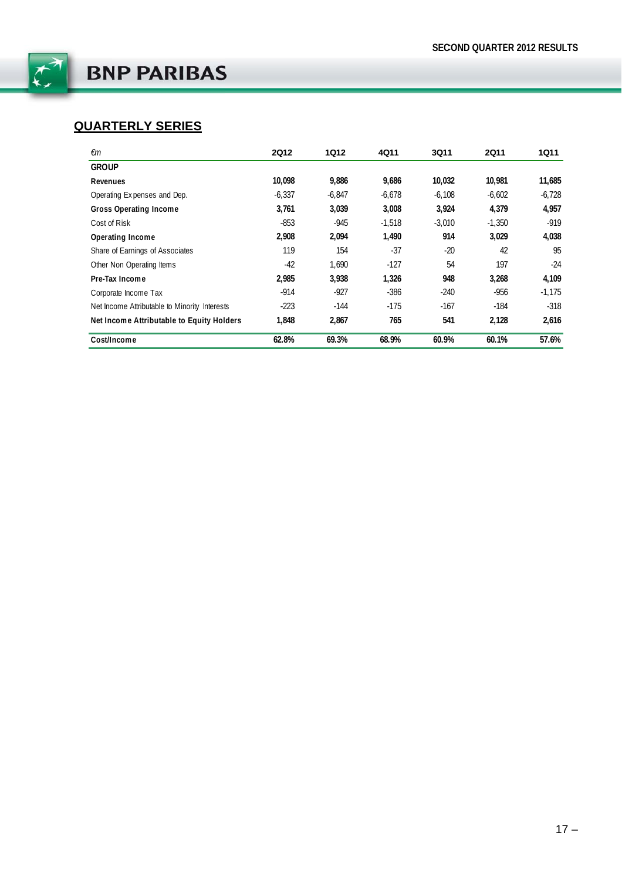## QUARTERLY SERIES

| *€m* | 2Q12 | 1Q12 | 4Q11 | 3Q11 | 2Q11 | 1Q11 |
|---|---|---|---|---|---|---|
| **GROUP** | | | | | | |
| **Revenues** | **10,098** | **9,886** | **9,686** | **10,032** | **10,981** | **11,685** |
| Operating Expenses and Dep. | -6,337 | -6,847 | -6,678 | -6,108 | -6,602 | -6,728 |
| **Gross Operating Income** | **3,761** | **3,039** | **3,008** | **3,924** | **4,379** | **4,957** |
| Cost of Risk | -853 | -945 | -1,518 | -3,010 | -1,350 | -919 |
| **Operating Income** | **2,908** | **2,094** | **1,490** | **914** | **3,029** | **4,038** |
| Share of Earnings of Associates | 119 | 154 | -37 | -20 | 42 | 95 |
| Other Non Operating Items | -42 | 1,690 | -127 | 54 | 197 | -24 |
| **Pre-Tax Income** | **2,985** | **3,938** | **1,326** | **948** | **3,268** | **4,109** |
| Corporate Income Tax | -914 | -927 | -386 | -240 | -956 | -1,175 |
| Net Income Attributable to Minority Interests | -223 | -144 | -175 | -167 | -184 | -318 |
| **Net Income Attributable to Equity Holders** | **1,848** | **2,867** | **765** | **541** | **2,128** | **2,616** |
| **Cost/Income** | **62.8%** | **69.3%** | **68.9%** | **60.9%** | **60.1%** | **57.6%** |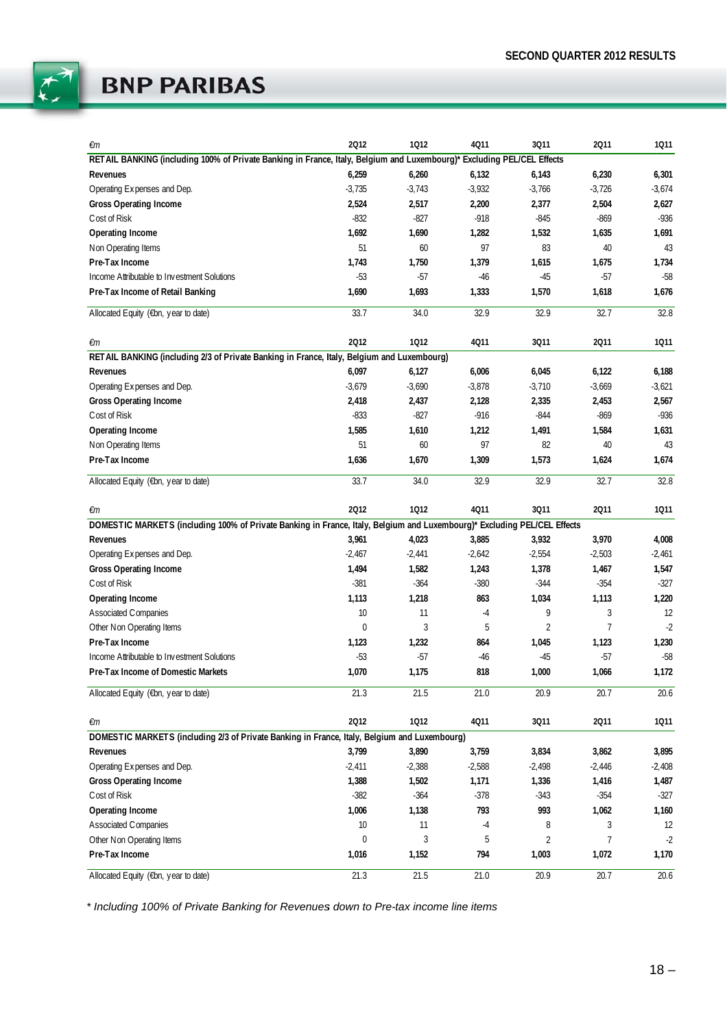| €m | 2Q12 | 1Q12 | 4Q11 | 3Q11 | 2Q11 | 1Q11 |
|---|---|---|---|---|---|---|
| **RETAIL BANKING (including 100% of Private Banking in France, Italy, Belgium and Luxembourg)* Excluding PEL/CEL Effects** | | | | | | |
| **Revenues** | **6,259** | **6,260** | **6,132** | **6,143** | **6,230** | **6,301** |
| Operating Expenses and Dep. | -3,735 | -3,743 | -3,932 | -3,766 | -3,726 | -3,674 |
| **Gross Operating Income** | **2,524** | **2,517** | **2,200** | **2,377** | **2,504** | **2,627** |
| Cost of Risk | -832 | -827 | -918 | -845 | -869 | -936 |
| **Operating Income** | **1,692** | **1,690** | **1,282** | **1,532** | **1,635** | **1,691** |
| Non Operating Items | 51 | 60 | 97 | 83 | 40 | 43 |
| **Pre-Tax Income** | **1,743** | **1,750** | **1,379** | **1,615** | **1,675** | **1,734** |
| Income Attributable to Investment Solutions | -53 | -57 | -46 | -45 | -57 | -58 |
| **Pre-Tax Income of Retail Banking** | **1,690** | **1,693** | **1,333** | **1,570** | **1,618** | **1,676** |
| Allocated Equity (€bn, year to date) | 33.7 | 34.0 | 32.9 | 32.9 | 32.7 | 32.8 |

| €m | 2Q12 | 1Q12 | 4Q11 | 3Q11 | 2Q11 | 1Q11 |
|---|---|---|---|---|---|---|
| **RETAIL BANKING (including 2/3 of Private Banking in France, Italy, Belgium and Luxembourg)** | | | | | | |
| **Revenues** | **6,097** | **6,127** | **6,006** | **6,045** | **6,122** | **6,188** |
| Operating Expenses and Dep. | -3,679 | -3,690 | -3,878 | -3,710 | -3,669 | -3,621 |
| **Gross Operating Income** | **2,418** | **2,437** | **2,128** | **2,335** | **2,453** | **2,567** |
| Cost of Risk | -833 | -827 | -916 | -844 | -869 | -936 |
| **Operating Income** | **1,585** | **1,610** | **1,212** | **1,491** | **1,584** | **1,631** |
| Non Operating Items | 51 | 60 | 97 | 82 | 40 | 43 |
| **Pre-Tax Income** | **1,636** | **1,670** | **1,309** | **1,573** | **1,624** | **1,674** |
| Allocated Equity (€bn, year to date) | 33.7 | 34.0 | 32.9 | 32.9 | 32.7 | 32.8 |

| €m | 2Q12 | 1Q12 | 4Q11 | 3Q11 | 2Q11 | 1Q11 |
|---|---|---|---|---|---|---|
| **DOMESTIC MARKETS (including 100% of Private Banking in France, Italy, Belgium and Luxembourg)* Excluding PEL/CEL Effects** | | | | | | |
| **Revenues** | **3,961** | **4,023** | **3,885** | **3,932** | **3,970** | **4,008** |
| Operating Expenses and Dep. | -2,467 | -2,441 | -2,642 | -2,554 | -2,503 | -2,461 |
| **Gross Operating Income** | **1,494** | **1,582** | **1,243** | **1,378** | **1,467** | **1,547** |
| Cost of Risk | -381 | -364 | -380 | -344 | -354 | -327 |
| **Operating Income** | **1,113** | **1,218** | **863** | **1,034** | **1,113** | **1,220** |
| Associated Companies | 10 | 11 | -4 | 9 | 3 | 12 |
| Other Non Operating Items | 0 | 3 | 5 | 2 | 7 | -2 |
| **Pre-Tax Income** | **1,123** | **1,232** | **864** | **1,045** | **1,123** | **1,230** |
| Income Attributable to Investment Solutions | -53 | -57 | -46 | -45 | -57 | -58 |
| **Pre-Tax Income of Domestic Markets** | **1,070** | **1,175** | **818** | **1,000** | **1,066** | **1,172** |
| Allocated Equity (€bn, year to date) | 21.3 | 21.5 | 21.0 | 20.9 | 20.7 | 20.6 |

| €m | 2Q12 | 1Q12 | 4Q11 | 3Q11 | 2Q11 | 1Q11 |
|---|---|---|---|---|---|---|
| **DOMESTIC MARKETS (including 2/3 of Private Banking in France, Italy, Belgium and Luxembourg)** | | | | | | |
| **Revenues** | **3,799** | **3,890** | **3,759** | **3,834** | **3,862** | **3,895** |
| Operating Expenses and Dep. | -2,411 | -2,388 | -2,588 | -2,498 | -2,446 | -2,408 |
| **Gross Operating Income** | **1,388** | **1,502** | **1,171** | **1,336** | **1,416** | **1,487** |
| Cost of Risk | -382 | -364 | -378 | -343 | -354 | -327 |
| **Operating Income** | **1,006** | **1,138** | **793** | **993** | **1,062** | **1,160** |
| Associated Companies | 10 | 11 | -4 | 8 | 3 | 12 |
| Other Non Operating Items | 0 | 3 | 5 | 2 | 7 | -2 |
| **Pre-Tax Income** | **1,016** | **1,152** | **794** | **1,003** | **1,072** | **1,170** |
| Allocated Equity (€bn, year to date) | 21.3 | 21.5 | 21.0 | 20.9 | 20.7 | 20.6 |

*\* Including 100% of Private Banking for Revenues down to Pre-tax income line items*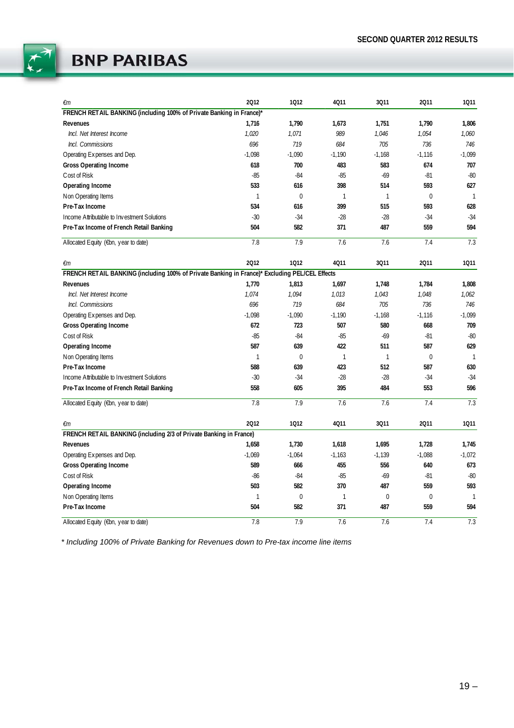| €m | 2Q12 | 1Q12 | 4Q11 | 3Q11 | 2Q11 | 1Q11 |
|---|---|---|---|---|---|---|
| **FRENCH RETAIL BANKING (including 100% of Private Banking in France)*** | | | | | | |
| **Revenues** | **1,716** | **1,790** | **1,673** | **1,751** | **1,790** | **1,806** |
| *Incl. Net Interest Income* | *1,020* | *1,071* | *989* | *1,046* | *1,054* | *1,060* |
| *Incl. Commissions* | *696* | *719* | *684* | *705* | *736* | *746* |
| Operating Expenses and Dep. | -1,098 | -1,090 | -1,190 | -1,168 | -1,116 | -1,099 |
| **Gross Operating Income** | **618** | **700** | **483** | **583** | **674** | **707** |
| Cost of Risk | -85 | -84 | -85 | -69 | -81 | -80 |
| **Operating Income** | **533** | **616** | **398** | **514** | **593** | **627** |
| Non Operating Items | 1 | 0 | 1 | 1 | 0 | 1 |
| **Pre-Tax Income** | **534** | **616** | **399** | **515** | **593** | **628** |
| Income Attributable to Investment Solutions | -30 | -34 | -28 | -28 | -34 | -34 |
| **Pre-Tax Income of French Retail Banking** | **504** | **582** | **371** | **487** | **559** | **594** |
| Allocated Equity (€bn, year to date) | 7.8 | 7.9 | 7.6 | 7.6 | 7.4 | 7.3 |

| €m | 2Q12 | 1Q12 | 4Q11 | 3Q11 | 2Q11 | 1Q11 |
|---|---|---|---|---|---|---|
| **FRENCH RETAIL BANKING (including 100% of Private Banking in France)* Excluding PEL/CEL Effects** | | | | | | |
| **Revenues** | **1,770** | **1,813** | **1,697** | **1,748** | **1,784** | **1,808** |
| *Incl. Net Interest Income* | *1,074* | *1,094* | *1,013* | *1,043* | *1,048* | *1,062* |
| *Incl. Commissions* | *696* | *719* | *684* | *705* | *736* | *746* |
| Operating Expenses and Dep. | -1,098 | -1,090 | -1,190 | -1,168 | -1,116 | -1,099 |
| **Gross Operating Income** | **672** | **723** | **507** | **580** | **668** | **709** |
| Cost of Risk | -85 | -84 | -85 | -69 | -81 | -80 |
| **Operating Income** | **587** | **639** | **422** | **511** | **587** | **629** |
| Non Operating Items | 1 | 0 | 1 | 1 | 0 | 1 |
| **Pre-Tax Income** | **588** | **639** | **423** | **512** | **587** | **630** |
| Income Attributable to Investment Solutions | -30 | -34 | -28 | -28 | -34 | -34 |
| **Pre-Tax Income of French Retail Banking** | **558** | **605** | **395** | **484** | **553** | **596** |
| Allocated Equity (€bn, year to date) | 7.8 | 7.9 | 7.6 | 7.6 | 7.4 | 7.3 |

| €m | 2Q12 | 1Q12 | 4Q11 | 3Q11 | 2Q11 | 1Q11 |
|---|---|---|---|---|---|---|
| **FRENCH RETAIL BANKING (including 2/3 of Private Banking in France)** | | | | | | |
| **Revenues** | **1,658** | **1,730** | **1,618** | **1,695** | **1,728** | **1,745** |
| Operating Expenses and Dep. | -1,069 | -1,064 | -1,163 | -1,139 | -1,088 | -1,072 |
| **Gross Operating Income** | **589** | **666** | **455** | **556** | **640** | **673** |
| Cost of Risk | -86 | -84 | -85 | -69 | -81 | -80 |
| **Operating Income** | **503** | **582** | **370** | **487** | **559** | **593** |
| Non Operating Items | 1 | 0 | 1 | 0 | 0 | 1 |
| **Pre-Tax Income** | **504** | **582** | **371** | **487** | **559** | **594** |
| Allocated Equity (€bn, year to date) | 7.8 | 7.9 | 7.6 | 7.6 | 7.4 | 7.3 |

*\* Including 100% of Private Banking for Revenues down to Pre-tax income line items*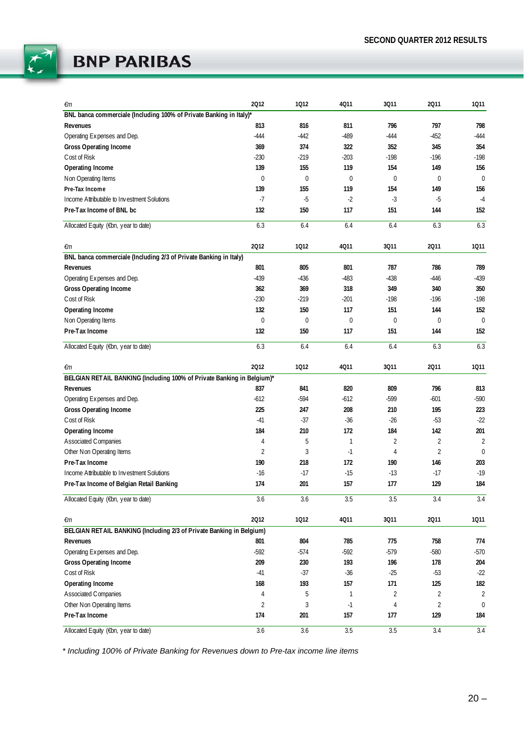| €m | 2Q12 | 1Q12 | 4Q11 | 3Q11 | 2Q11 | 1Q11 |
|---|---|---|---|---|---|---|
| **BNL banca commerciale (Including 100% of Private Banking in Italy)*** | | | | | | |
| **Revenues** | **813** | **816** | **811** | **796** | **797** | **798** |
| Operating Expenses and Dep. | -444 | -442 | -489 | -444 | -452 | -444 |
| **Gross Operating Income** | **369** | **374** | **322** | **352** | **345** | **354** |
| Cost of Risk | -230 | -219 | -203 | -198 | -196 | -198 |
| **Operating Income** | **139** | **155** | **119** | **154** | **149** | **156** |
| Non Operating Items | 0 | 0 | 0 | 0 | 0 | 0 |
| **Pre-Tax Income** | **139** | **155** | **119** | **154** | **149** | **156** |
| Income Attributable to Investment Solutions | -7 | -5 | -2 | -3 | -5 | -4 |
| **Pre-Tax Income of BNL bc** | **132** | **150** | **117** | **151** | **144** | **152** |
| Allocated Equity (€bn, year to date) | 6.3 | 6.4 | 6.4 | 6.4 | 6.3 | 6.3 |

| €m | 2Q12 | 1Q12 | 4Q11 | 3Q11 | 2Q11 | 1Q11 |
|---|---|---|---|---|---|---|
| **BNL banca commerciale (Including 2/3 of Private Banking in Italy)** | | | | | | |
| **Revenues** | **801** | **805** | **801** | **787** | **786** | **789** |
| Operating Expenses and Dep. | -439 | -436 | -483 | -438 | -446 | -439 |
| **Gross Operating Income** | **362** | **369** | **318** | **349** | **340** | **350** |
| Cost of Risk | -230 | -219 | -201 | -198 | -196 | -198 |
| **Operating Income** | **132** | **150** | **117** | **151** | **144** | **152** |
| Non Operating Items | 0 | 0 | 0 | 0 | 0 | 0 |
| **Pre-Tax Income** | **132** | **150** | **117** | **151** | **144** | **152** |
| Allocated Equity (€bn, year to date) | 6.3 | 6.4 | 6.4 | 6.4 | 6.3 | 6.3 |

| €m | 2Q12 | 1Q12 | 4Q11 | 3Q11 | 2Q11 | 1Q11 |
|---|---|---|---|---|---|---|
| **BELGIAN RETAIL BANKING (Including 100% of Private Banking in Belgium)*** | | | | | | |
| **Revenues** | **837** | **841** | **820** | **809** | **796** | **813** |
| Operating Expenses and Dep. | -612 | -594 | -612 | -599 | -601 | -590 |
| **Gross Operating Income** | **225** | **247** | **208** | **210** | **195** | **223** |
| Cost of Risk | -41 | -37 | -36 | -26 | -53 | -22 |
| **Operating Income** | **184** | **210** | **172** | **184** | **142** | **201** |
| Associated Companies | 4 | 5 | 1 | 2 | 2 | 2 |
| Other Non Operating Items | 2 | 3 | -1 | 4 | 2 | 0 |
| **Pre-Tax Income** | **190** | **218** | **172** | **190** | **146** | **203** |
| Income Attributable to Investment Solutions | -16 | -17 | -15 | -13 | -17 | -19 |
| **Pre-Tax Income of Belgian Retail Banking** | **174** | **201** | **157** | **177** | **129** | **184** |
| Allocated Equity (€bn, year to date) | 3.6 | 3.6 | 3.5 | 3.5 | 3.4 | 3.4 |

| €m | 2Q12 | 1Q12 | 4Q11 | 3Q11 | 2Q11 | 1Q11 |
|---|---|---|---|---|---|---|
| **BELGIAN RETAIL BANKING (Including 2/3 of Private Banking in Belgium)** | | | | | | |
| **Revenues** | **801** | **804** | **785** | **775** | **758** | **774** |
| Operating Expenses and Dep. | -592 | -574 | -592 | -579 | -580 | -570 |
| **Gross Operating Income** | **209** | **230** | **193** | **196** | **178** | **204** |
| Cost of Risk | -41 | -37 | -36 | -25 | -53 | -22 |
| **Operating Income** | **168** | **193** | **157** | **171** | **125** | **182** |
| Associated Companies | 4 | 5 | 1 | 2 | 2 | 2 |
| Other Non Operating Items | 2 | 3 | -1 | 4 | 2 | 0 |
| **Pre-Tax Income** | **174** | **201** | **157** | **177** | **129** | **184** |
| Allocated Equity (€bn, year to date) | 3.6 | 3.6 | 3.5 | 3.5 | 3.4 | 3.4 |

*\* Including 100% of Private Banking for Revenues down to Pre-tax income line items*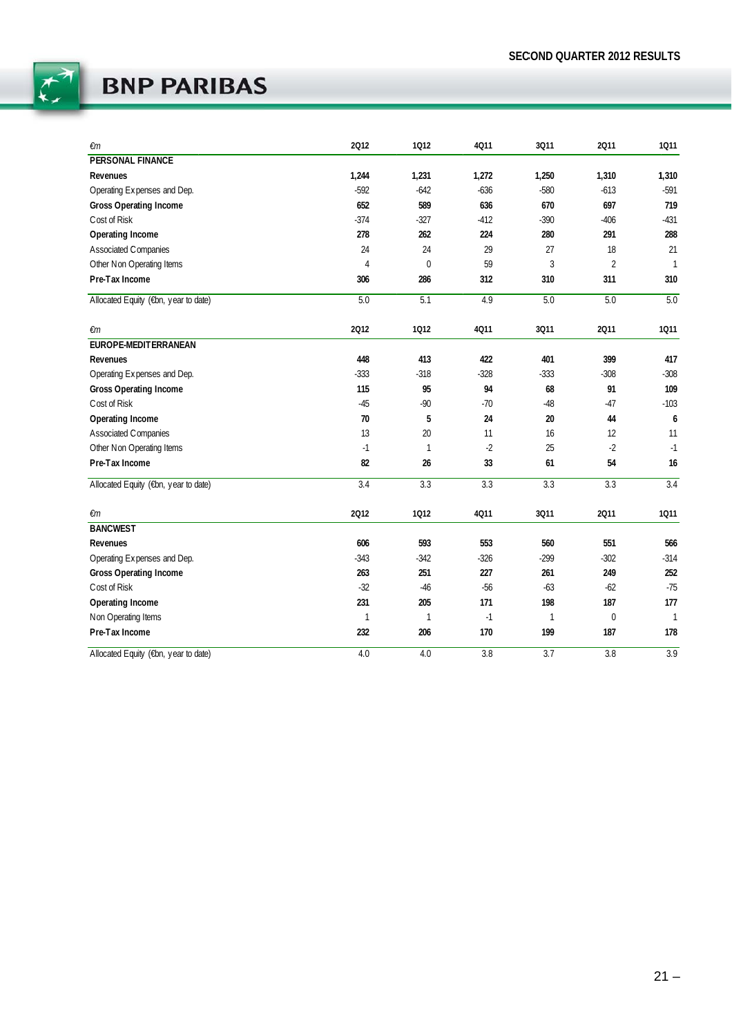| €m | 2Q12 | 1Q12 | 4Q11 | 3Q11 | 2Q11 | 1Q11 |
|---|---|---|---|---|---|---|
| **PERSONAL FINANCE** | | | | | | |
| **Revenues** | **1,244** | **1,231** | **1,272** | **1,250** | **1,310** | **1,310** |
| Operating Expenses and Dep. | -592 | -642 | -636 | -580 | -613 | -591 |
| **Gross Operating Income** | **652** | **589** | **636** | **670** | **697** | **719** |
| Cost of Risk | -374 | -327 | -412 | -390 | -406 | -431 |
| **Operating Income** | **278** | **262** | **224** | **280** | **291** | **288** |
| Associated Companies | 24 | 24 | 29 | 27 | 18 | 21 |
| Other Non Operating Items | 4 | 0 | 59 | 3 | 2 | 1 |
| **Pre-Tax Income** | **306** | **286** | **312** | **310** | **311** | **310** |
| Allocated Equity (€bn, year to date) | 5.0 | 5.1 | 4.9 | 5.0 | 5.0 | 5.0 |

| €m | 2Q12 | 1Q12 | 4Q11 | 3Q11 | 2Q11 | 1Q11 |
|---|---|---|---|---|---|---|
| **EUROPE-MEDITERRANEAN** | | | | | | |
| **Revenues** | **448** | **413** | **422** | **401** | **399** | **417** |
| Operating Expenses and Dep. | -333 | -318 | -328 | -333 | -308 | -308 |
| **Gross Operating Income** | **115** | **95** | **94** | **68** | **91** | **109** |
| Cost of Risk | -45 | -90 | -70 | -48 | -47 | -103 |
| **Operating Income** | **70** | **5** | **24** | **20** | **44** | **6** |
| Associated Companies | 13 | 20 | 11 | 16 | 12 | 11 |
| Other Non Operating Items | -1 | 1 | -2 | 25 | -2 | -1 |
| **Pre-Tax Income** | **82** | **26** | **33** | **61** | **54** | **16** |
| Allocated Equity (€bn, year to date) | 3.4 | 3.3 | 3.3 | 3.3 | 3.3 | 3.4 |

| €m | 2Q12 | 1Q12 | 4Q11 | 3Q11 | 2Q11 | 1Q11 |
|---|---|---|---|---|---|---|
| **BANCWEST** | | | | | | |
| **Revenues** | **606** | **593** | **553** | **560** | **551** | **566** |
| Operating Expenses and Dep. | -343 | -342 | -326 | -299 | -302 | -314 |
| **Gross Operating Income** | **263** | **251** | **227** | **261** | **249** | **252** |
| Cost of Risk | -32 | -46 | -56 | -63 | -62 | -75 |
| **Operating Income** | **231** | **205** | **171** | **198** | **187** | **177** |
| Non Operating Items | 1 | 1 | -1 | 1 | 0 | 1 |
| **Pre-Tax Income** | **232** | **206** | **170** | **199** | **187** | **178** |
| Allocated Equity (€bn, year to date) | 4.0 | 4.0 | 3.8 | 3.7 | 3.8 | 3.9 |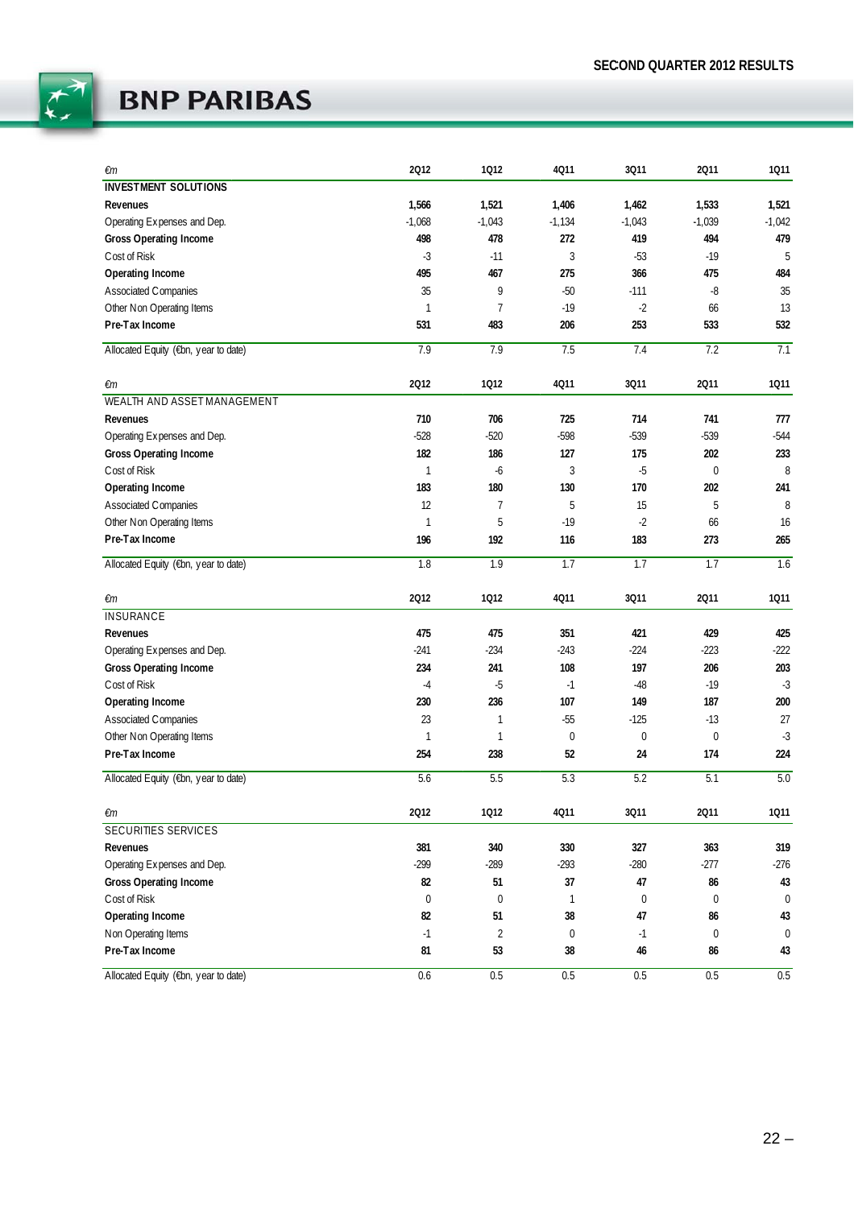| €m | 2Q12 | 1Q12 | 4Q11 | 3Q11 | 2Q11 | 1Q11 |
|---|---|---|---|---|---|---|
| **INVESTMENT SOLUTIONS** | | | | | | |
| **Revenues** | **1,566** | **1,521** | **1,406** | **1,462** | **1,533** | **1,521** |
| Operating Expenses and Dep. | -1,068 | -1,043 | -1,134 | -1,043 | -1,039 | -1,042 |
| **Gross Operating Income** | **498** | **478** | **272** | **419** | **494** | **479** |
| Cost of Risk | -3 | -11 | 3 | -53 | -19 | 5 |
| **Operating Income** | **495** | **467** | **275** | **366** | **475** | **484** |
| Associated Companies | 35 | 9 | -50 | -111 | -8 | 35 |
| Other Non Operating Items | 1 | 7 | -19 | -2 | 66 | 13 |
| **Pre-Tax Income** | **531** | **483** | **206** | **253** | **533** | **532** |
| Allocated Equity (€bn, year to date) | 7.9 | 7.9 | 7.5 | 7.4 | 7.2 | 7.1 |

| €m | 2Q12 | 1Q12 | 4Q11 | 3Q11 | 2Q11 | 1Q11 |
|---|---|---|---|---|---|---|
| WEALTH AND ASSET MANAGEMENT | | | | | | |
| **Revenues** | **710** | **706** | **725** | **714** | **741** | **777** |
| Operating Expenses and Dep. | -528 | -520 | -598 | -539 | -539 | -544 |
| **Gross Operating Income** | **182** | **186** | **127** | **175** | **202** | **233** |
| Cost of Risk | 1 | -6 | 3 | -5 | 0 | 8 |
| **Operating Income** | **183** | **180** | **130** | **170** | **202** | **241** |
| Associated Companies | 12 | 7 | 5 | 15 | 5 | 8 |
| Other Non Operating Items | 1 | 5 | -19 | -2 | 66 | 16 |
| **Pre-Tax Income** | **196** | **192** | **116** | **183** | **273** | **265** |
| Allocated Equity (€bn, year to date) | 1.8 | 1.9 | 1.7 | 1.7 | 1.7 | 1.6 |

| €m | 2Q12 | 1Q12 | 4Q11 | 3Q11 | 2Q11 | 1Q11 |
|---|---|---|---|---|---|---|
| INSURANCE | | | | | | |
| **Revenues** | **475** | **475** | **351** | **421** | **429** | **425** |
| Operating Expenses and Dep. | -241 | -234 | -243 | -224 | -223 | -222 |
| **Gross Operating Income** | **234** | **241** | **108** | **197** | **206** | **203** |
| Cost of Risk | -4 | -5 | -1 | -48 | -19 | -3 |
| **Operating Income** | **230** | **236** | **107** | **149** | **187** | **200** |
| Associated Companies | 23 | 1 | -55 | -125 | -13 | 27 |
| Other Non Operating Items | 1 | 1 | 0 | 0 | 0 | -3 |
| **Pre-Tax Income** | **254** | **238** | **52** | **24** | **174** | **224** |
| Allocated Equity (€bn, year to date) | 5.6 | 5.5 | 5.3 | 5.2 | 5.1 | 5.0 |

| €m | 2Q12 | 1Q12 | 4Q11 | 3Q11 | 2Q11 | 1Q11 |
|---|---|---|---|---|---|---|
| SECURITIES SERVICES | | | | | | |
| **Revenues** | **381** | **340** | **330** | **327** | **363** | **319** |
| Operating Expenses and Dep. | -299 | -289 | -293 | -280 | -277 | -276 |
| **Gross Operating Income** | **82** | **51** | **37** | **47** | **86** | **43** |
| Cost of Risk | 0 | 0 | 1 | 0 | 0 | 0 |
| **Operating Income** | **82** | **51** | **38** | **47** | **86** | **43** |
| Non Operating Items | -1 | 2 | 0 | -1 | 0 | 0 |
| **Pre-Tax Income** | **81** | **53** | **38** | **46** | **86** | **43** |
| Allocated Equity (€bn, year to date) | 0.6 | 0.5 | 0.5 | 0.5 | 0.5 | 0.5 |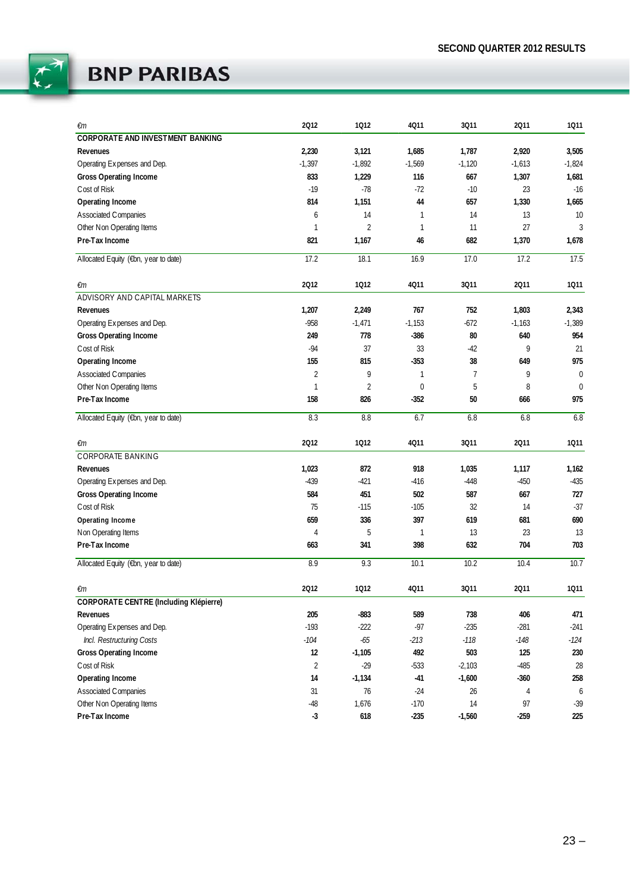| €m | 2Q12 | 1Q12 | 4Q11 | 3Q11 | 2Q11 | 1Q11 |
|---|---|---|---|---|---|---|
| **CORPORATE AND INVESTMENT BANKING** | | | | | | |
| **Revenues** | **2,230** | **3,121** | **1,685** | **1,787** | **2,920** | **3,505** |
| Operating Expenses and Dep. | -1,397 | -1,892 | -1,569 | -1,120 | -1,613 | -1,824 |
| **Gross Operating Income** | **833** | **1,229** | **116** | **667** | **1,307** | **1,681** |
| Cost of Risk | -19 | -78 | -72 | -10 | 23 | -16 |
| **Operating Income** | **814** | **1,151** | **44** | **657** | **1,330** | **1,665** |
| Associated Companies | 6 | 14 | 1 | 14 | 13 | 10 |
| Other Non Operating Items | 1 | 2 | 1 | 11 | 27 | 3 |
| **Pre-Tax Income** | **821** | **1,167** | **46** | **682** | **1,370** | **1,678** |
| Allocated Equity (€bn, year to date) | 17.2 | 18.1 | 16.9 | 17.0 | 17.2 | 17.5 |

| €m | 2Q12 | 1Q12 | 4Q11 | 3Q11 | 2Q11 | 1Q11 |
|---|---|---|---|---|---|---|
| ADVISORY AND CAPITAL MARKETS | | | | | | |
| **Revenues** | **1,207** | **2,249** | **767** | **752** | **1,803** | **2,343** |
| Operating Expenses and Dep. | -958 | -1,471 | -1,153 | -672 | -1,163 | -1,389 |
| **Gross Operating Income** | **249** | **778** | **-386** | **80** | **640** | **954** |
| Cost of Risk | -94 | 37 | 33 | -42 | 9 | 21 |
| **Operating Income** | **155** | **815** | **-353** | **38** | **649** | **975** |
| Associated Companies | 2 | 9 | 1 | 7 | 9 | 0 |
| Other Non Operating Items | 1 | 2 | 0 | 5 | 8 | 0 |
| **Pre-Tax Income** | **158** | **826** | **-352** | **50** | **666** | **975** |
| Allocated Equity (€bn, year to date) | 8.3 | 8.8 | 6.7 | 6.8 | 6.8 | 6.8 |

| €m | 2Q12 | 1Q12 | 4Q11 | 3Q11 | 2Q11 | 1Q11 |
|---|---|---|---|---|---|---|
| CORPORATE BANKING | | | | | | |
| **Revenues** | **1,023** | **872** | **918** | **1,035** | **1,117** | **1,162** |
| Operating Expenses and Dep. | -439 | -421 | -416 | -448 | -450 | -435 |
| **Gross Operating Income** | **584** | **451** | **502** | **587** | **667** | **727** |
| Cost of Risk | 75 | -115 | -105 | 32 | 14 | -37 |
| **Operating Income** | **659** | **336** | **397** | **619** | **681** | **690** |
| Non Operating Items | 4 | 5 | 1 | 13 | 23 | 13 |
| **Pre-Tax Income** | **663** | **341** | **398** | **632** | **704** | **703** |
| Allocated Equity (€bn, year to date) | 8.9 | 9.3 | 10.1 | 10.2 | 10.4 | 10.7 |

| €m | 2Q12 | 1Q12 | 4Q11 | 3Q11 | 2Q11 | 1Q11 |
|---|---|---|---|---|---|---|
| **CORPORATE CENTRE (Including Klépierre)** | | | | | | |
| **Revenues** | **205** | **-883** | **589** | **738** | **406** | **471** |
| Operating Expenses and Dep. | -193 | -222 | -97 | -235 | -281 | -241 |
| *Incl. Restructuring Costs* | *-104* | *-65* | *-213* | *-118* | *-148* | *-124* |
| **Gross Operating Income** | **12** | **-1,105** | **492** | **503** | **125** | **230** |
| Cost of Risk | 2 | -29 | -533 | -2,103 | -485 | 28 |
| **Operating Income** | **14** | **-1,134** | **-41** | **-1,600** | **-360** | **258** |
| Associated Companies | 31 | 76 | -24 | 26 | 4 | 6 |
| Other Non Operating Items | -48 | 1,676 | -170 | 14 | 97 | -39 |
| **Pre-Tax Income** | **-3** | **618** | **-235** | **-1,560** | **-259** | **225** |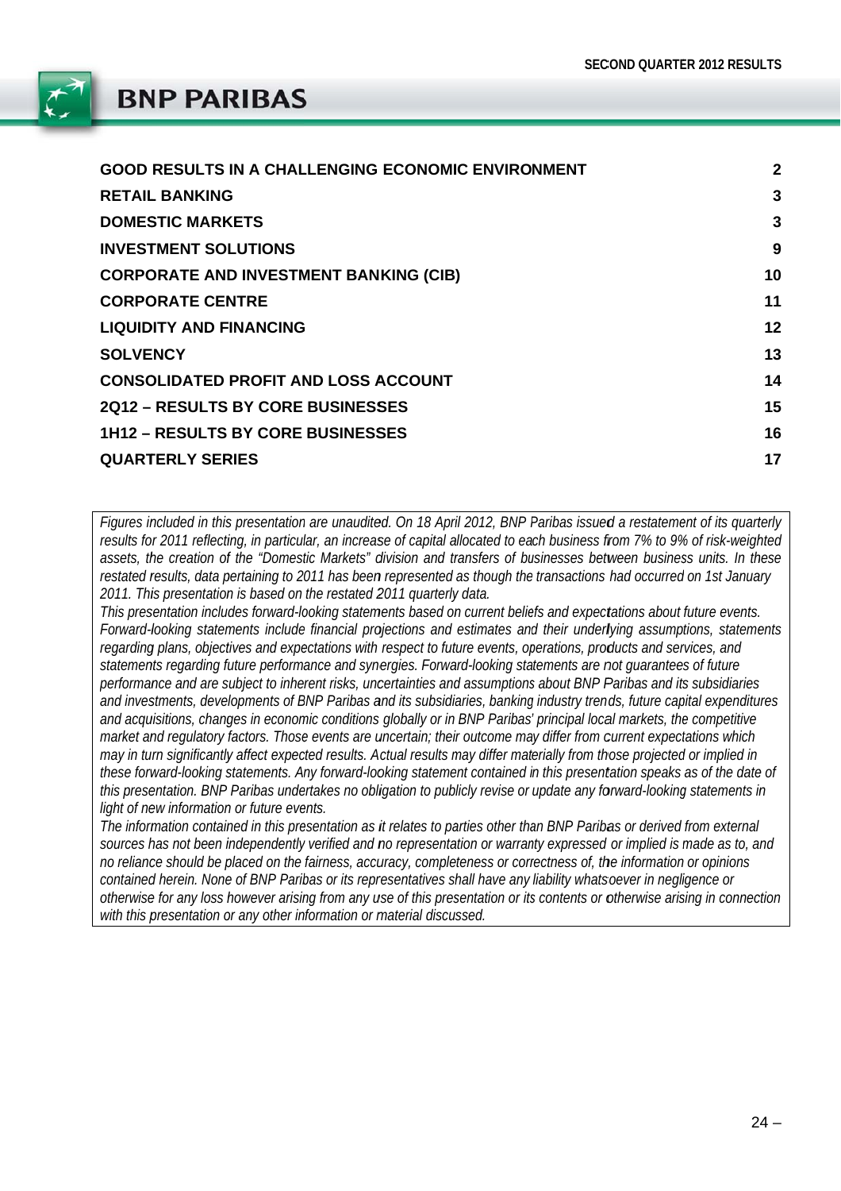| | |
|---|---|
| **GOOD RESULTS IN A CHALLENGING ECONOMIC ENVIRONMENT** | **2** |
| **RETAIL BANKING** | **3** |
| **DOMESTIC MARKETS** | **3** |
| **INVESTMENT SOLUTIONS** | **9** |
| **CORPORATE AND INVESTMENT BANKING (CIB)** | **10** |
| **CORPORATE CENTRE** | **11** |
| **LIQUIDITY AND FINANCING** | **12** |
| **SOLVENCY** | **13** |
| **CONSOLIDATED PROFIT AND LOSS ACCOUNT** | **14** |
| **2Q12 – RESULTS BY CORE BUSINESSES** | **15** |
| **1H12 – RESULTS BY CORE BUSINESSES** | **16** |
| **QUARTERLY SERIES** | **17** |

*Figures included in this presentation are unaudited. On 18 April 2012, BNP Paribas issued a restatement of its quarterly results for 2011 reflecting, in particular, an increase of capital allocated to each business from 7% to 9% of risk-weighted assets, the creation of the "Domestic Markets" division and transfers of businesses between business units. In these restated results, data pertaining to 2011 has been represented as though the transactions had occurred on 1st January 2011. This presentation is based on the restated 2011 quarterly data.*

*This presentation includes forward-looking statements based on current beliefs and expectations about future events. Forward-looking statements include financial projections and estimates and their underlying assumptions, statements regarding plans, objectives and expectations with respect to future events, operations, products and services, and statements regarding future performance and synergies. Forward-looking statements are not guarantees of future performance and are subject to inherent risks, uncertainties and assumptions about BNP Paribas and its subsidiaries and investments, developments of BNP Paribas and its subsidiaries, banking industry trends, future capital expenditures and acquisitions, changes in economic conditions globally or in BNP Paribas' principal local markets, the competitive market and regulatory factors. Those events are uncertain; their outcome may differ from current expectations which may in turn significantly affect expected results. Actual results may differ materially from those projected or implied in these forward-looking statements. Any forward-looking statement contained in this presentation speaks as of the date of this presentation. BNP Paribas undertakes no obligation to publicly revise or update any forward-looking statements in light of new information or future events.*

*The information contained in this presentation as it relates to parties other than BNP Paribas or derived from external sources has not been independently verified and no representation or warranty expressed or implied is made as to, and no reliance should be placed on the fairness, accuracy, completeness or correctness of, the information or opinions contained herein. None of BNP Paribas or its representatives shall have any liability whatsoever in negligence or otherwise for any loss however arising from any use of this presentation or its contents or otherwise arising in connection with this presentation or any other information or material discussed.*